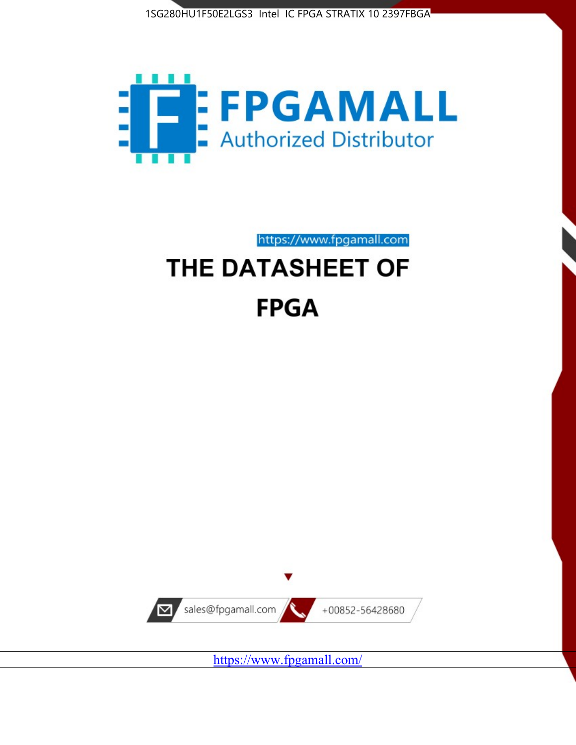1SG280HU1F50E2LGS3 Intel IC FPGA STRATIX 10 2397FBGA

**FPGAMALL**

Authorized Distributor

https://www.fpgamall.com

# THE DATASHEET OF

# FPGA

sales@fpgamall.com

+00852-56428680

https://www.fpgamall.com/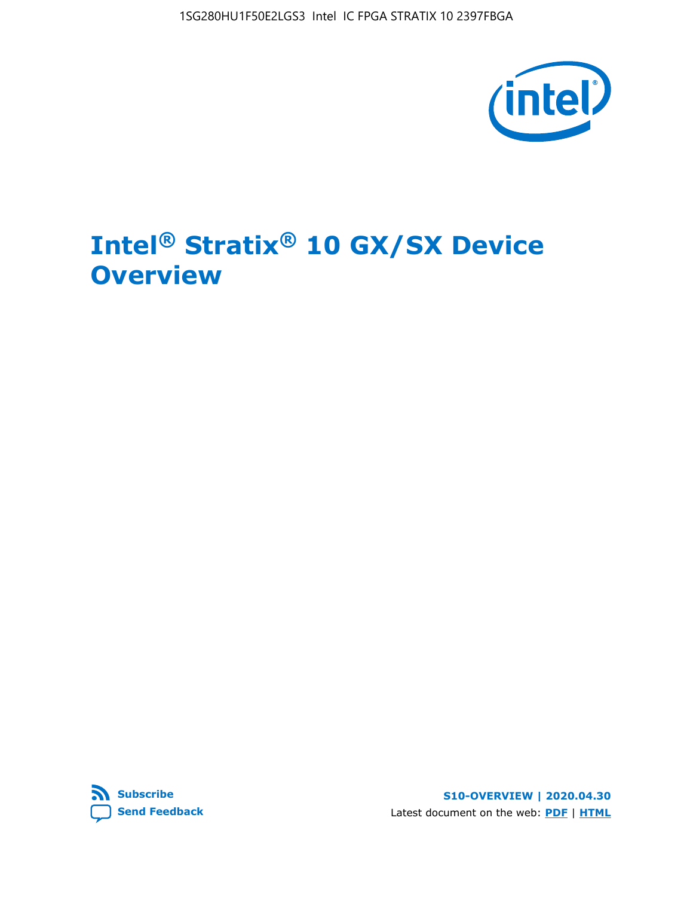# Intel® Stratix® 10 GX/SX Device Overview

Subscribe

Send Feedback

S10-OVERVIEW | 2020.04.30

Latest document on the web: PDF | HTML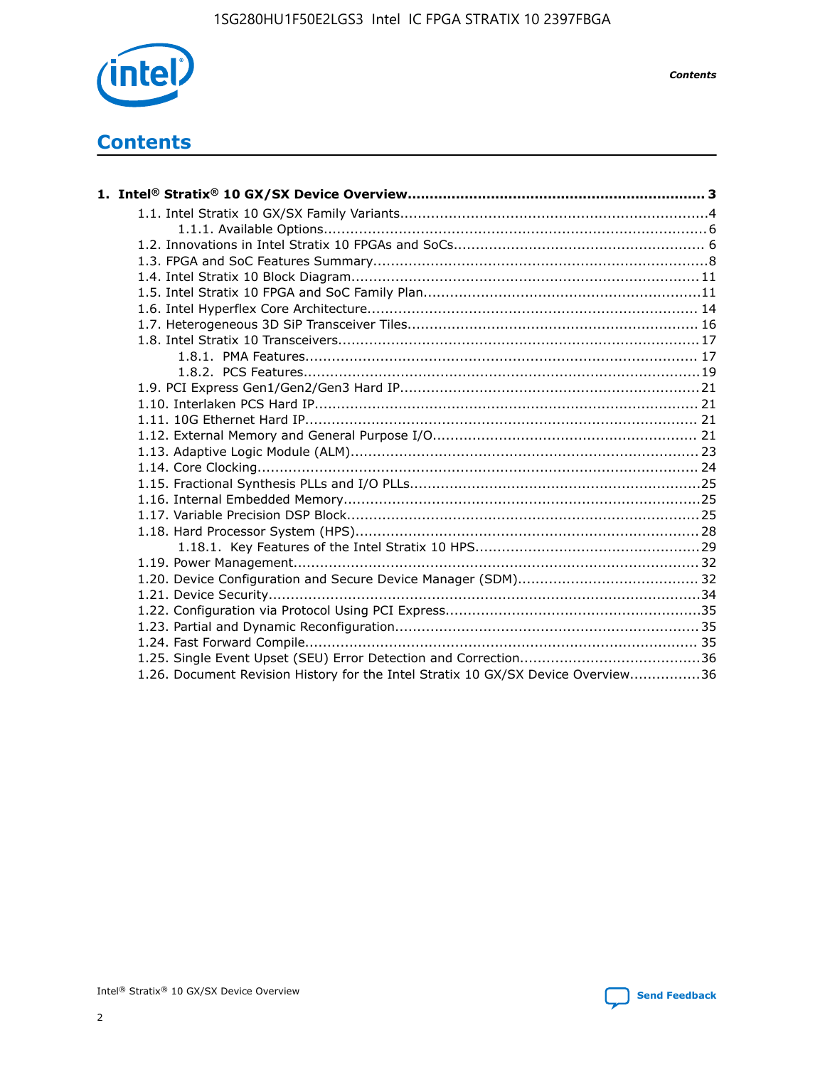# Contents

**1. Intel® Stratix® 10 GX/SX Device Overview .... 3**

- 1.1. Intel Stratix 10 GX/SX Family Variants .... 4
    - 1.1.1. Available Options .... 6
- 1.2. Innovations in Intel Stratix 10 FPGAs and SoCs .... 6
- 1.3. FPGA and SoC Features Summary .... 8
- 1.4. Intel Stratix 10 Block Diagram .... 11
- 1.5. Intel Stratix 10 FPGA and SoC Family Plan .... 11
- 1.6. Intel Hyperflex Core Architecture .... 14
- 1.7. Heterogeneous 3D SiP Transceiver Tiles .... 16
- 1.8. Intel Stratix 10 Transceivers .... 17
    - 1.8.1. PMA Features .... 17
    - 1.8.2. PCS Features .... 19
- 1.9. PCI Express Gen1/Gen2/Gen3 Hard IP .... 21
- 1.10. Interlaken PCS Hard IP .... 21
- 1.11. 10G Ethernet Hard IP .... 21
- 1.12. External Memory and General Purpose I/O .... 21
- 1.13. Adaptive Logic Module (ALM) .... 23
- 1.14. Core Clocking .... 24
- 1.15. Fractional Synthesis PLLs and I/O PLLs .... 25
- 1.16. Internal Embedded Memory .... 25
- 1.17. Variable Precision DSP Block .... 25
- 1.18. Hard Processor System (HPS) .... 28
    - 1.18.1. Key Features of the Intel Stratix 10 HPS .... 29
- 1.19. Power Management .... 32
- 1.20. Device Configuration and Secure Device Manager (SDM) .... 32
- 1.21. Device Security .... 34
- 1.22. Configuration via Protocol Using PCI Express .... 35
- 1.23. Partial and Dynamic Reconfiguration .... 35
- 1.24. Fast Forward Compile .... 35
- 1.25. Single Event Upset (SEU) Error Detection and Correction .... 36
- 1.26. Document Revision History for the Intel Stratix 10 GX/SX Device Overview .... 36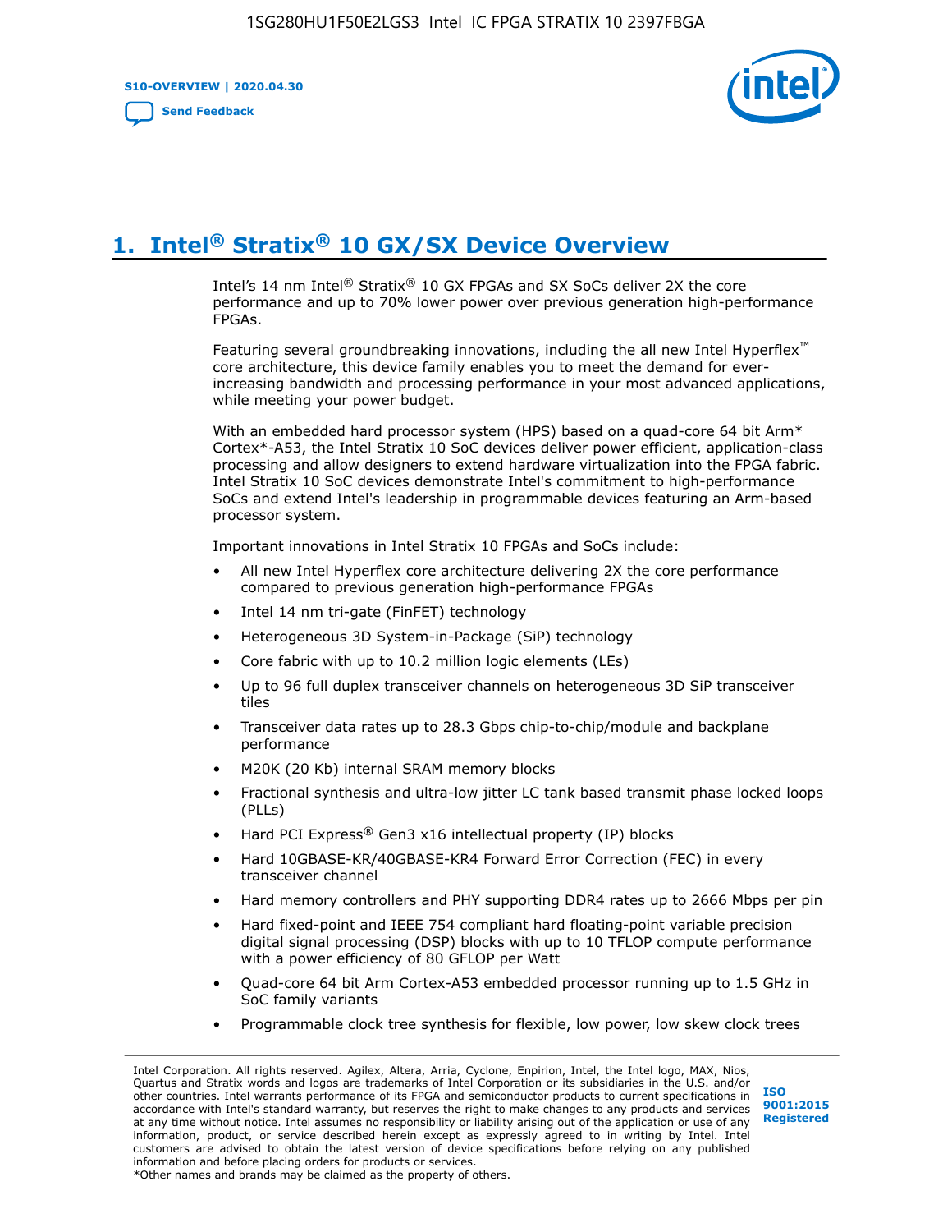# 1. Intel® Stratix® 10 GX/SX Device Overview

Intel's 14 nm Intel® Stratix® 10 GX FPGAs and SX SoCs deliver 2X the core performance and up to 70% lower power over previous generation high-performance FPGAs.

Featuring several groundbreaking innovations, including the all new Intel Hyperflex™ core architecture, this device family enables you to meet the demand for ever-increasing bandwidth and processing performance in your most advanced applications, while meeting your power budget.

With an embedded hard processor system (HPS) based on a quad-core 64 bit Arm* Cortex*-A53, the Intel Stratix 10 SoC devices deliver power efficient, application-class processing and allow designers to extend hardware virtualization into the FPGA fabric. Intel Stratix 10 SoC devices demonstrate Intel's commitment to high-performance SoCs and extend Intel's leadership in programmable devices featuring an Arm-based processor system.

Important innovations in Intel Stratix 10 FPGAs and SoCs include:

- All new Intel Hyperflex core architecture delivering 2X the core performance compared to previous generation high-performance FPGAs
- Intel 14 nm tri-gate (FinFET) technology
- Heterogeneous 3D System-in-Package (SiP) technology
- Core fabric with up to 10.2 million logic elements (LEs)
- Up to 96 full duplex transceiver channels on heterogeneous 3D SiP transceiver tiles
- Transceiver data rates up to 28.3 Gbps chip-to-chip/module and backplane performance
- M20K (20 Kb) internal SRAM memory blocks
- Fractional synthesis and ultra-low jitter LC tank based transmit phase locked loops (PLLs)
- Hard PCI Express® Gen3 x16 intellectual property (IP) blocks
- Hard 10GBASE-KR/40GBASE-KR4 Forward Error Correction (FEC) in every transceiver channel
- Hard memory controllers and PHY supporting DDR4 rates up to 2666 Mbps per pin
- Hard fixed-point and IEEE 754 compliant hard floating-point variable precision digital signal processing (DSP) blocks with up to 10 TFLOP compute performance with a power efficiency of 80 GFLOP per Watt
- Quad-core 64 bit Arm Cortex-A53 embedded processor running up to 1.5 GHz in SoC family variants
- Programmable clock tree synthesis for flexible, low power, low skew clock trees

Intel Corporation. All rights reserved. Agilex, Altera, Arria, Cyclone, Enpirion, Intel, the Intel logo, MAX, Nios, Quartus and Stratix words and logos are trademarks of Intel Corporation or its subsidiaries in the U.S. and/or other countries. Intel warrants performance of its FPGA and semiconductor products to current specifications in accordance with Intel's standard warranty, but reserves the right to make changes to any products and services at any time without notice. Intel assumes no responsibility or liability arising out of the application or use of any information, product, or service described herein except as expressly agreed to in writing by Intel. Intel customers are advised to obtain the latest version of device specifications before relying on any published information and before placing orders for products or services.
*Other names and brands may be claimed as the property of others.

ISO 9001:2015 Registered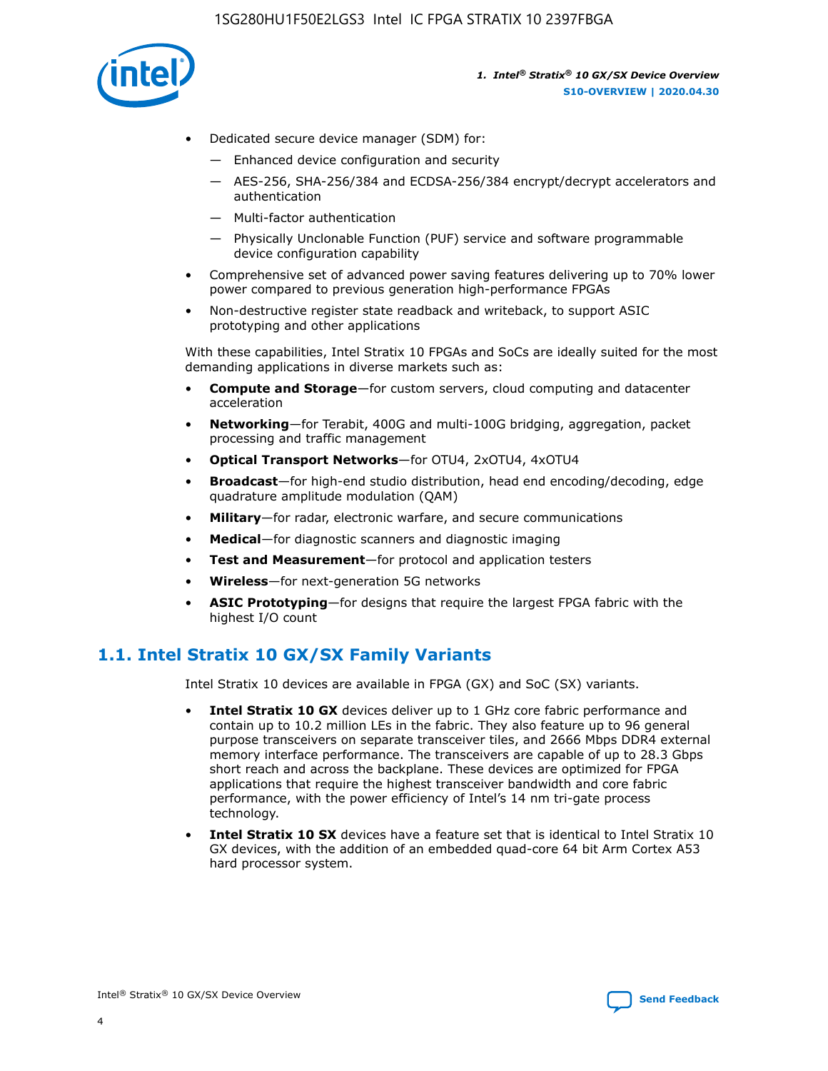- Dedicated secure device manager (SDM) for:
    - — Enhanced device configuration and security
    - — AES-256, SHA-256/384 and ECDSA-256/384 encrypt/decrypt accelerators and authentication
    - — Multi-factor authentication
    - — Physically Unclonable Function (PUF) service and software programmable device configuration capability
- Comprehensive set of advanced power saving features delivering up to 70% lower power compared to previous generation high-performance FPGAs
- Non-destructive register state readback and writeback, to support ASIC prototyping and other applications

With these capabilities, Intel Stratix 10 FPGAs and SoCs are ideally suited for the most demanding applications in diverse markets such as:

- **Compute and Storage**—for custom servers, cloud computing and datacenter acceleration
- **Networking**—for Terabit, 400G and multi-100G bridging, aggregation, packet processing and traffic management
- **Optical Transport Networks**—for OTU4, 2xOTU4, 4xOTU4
- **Broadcast**—for high-end studio distribution, head end encoding/decoding, edge quadrature amplitude modulation (QAM)
- **Military**—for radar, electronic warfare, and secure communications
- **Medical**—for diagnostic scanners and diagnostic imaging
- **Test and Measurement**—for protocol and application testers
- **Wireless**—for next-generation 5G networks
- **ASIC Prototyping**—for designs that require the largest FPGA fabric with the highest I/O count

## 1.1. Intel Stratix 10 GX/SX Family Variants

Intel Stratix 10 devices are available in FPGA (GX) and SoC (SX) variants.

- **Intel Stratix 10 GX** devices deliver up to 1 GHz core fabric performance and contain up to 10.2 million LEs in the fabric. They also feature up to 96 general purpose transceivers on separate transceiver tiles, and 2666 Mbps DDR4 external memory interface performance. The transceivers are capable of up to 28.3 Gbps short reach and across the backplane. These devices are optimized for FPGA applications that require the highest transceiver bandwidth and core fabric performance, with the power efficiency of Intel's 14 nm tri-gate process technology.
- **Intel Stratix 10 SX** devices have a feature set that is identical to Intel Stratix 10 GX devices, with the addition of an embedded quad-core 64 bit Arm Cortex A53 hard processor system.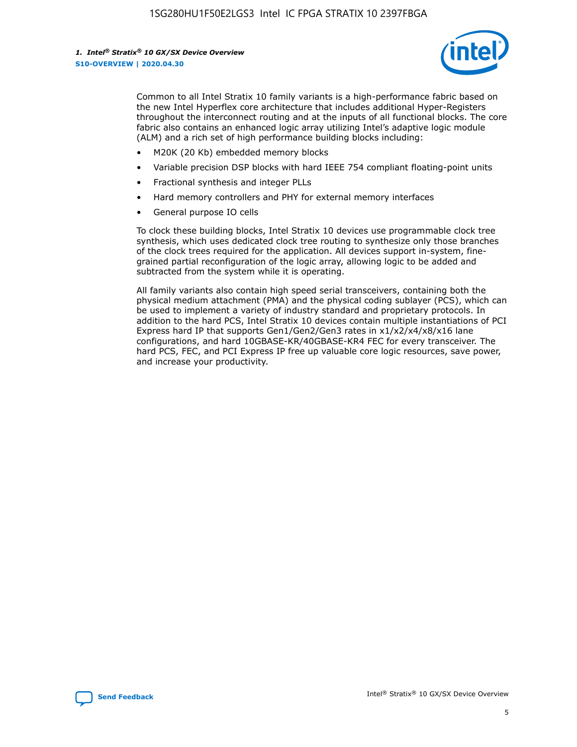Common to all Intel Stratix 10 family variants is a high-performance fabric based on the new Intel Hyperflex core architecture that includes additional Hyper-Registers throughout the interconnect routing and at the inputs of all functional blocks. The core fabric also contains an enhanced logic array utilizing Intel's adaptive logic module (ALM) and a rich set of high performance building blocks including:

- M20K (20 Kb) embedded memory blocks
- Variable precision DSP blocks with hard IEEE 754 compliant floating-point units
- Fractional synthesis and integer PLLs
- Hard memory controllers and PHY for external memory interfaces
- General purpose IO cells

To clock these building blocks, Intel Stratix 10 devices use programmable clock tree synthesis, which uses dedicated clock tree routing to synthesize only those branches of the clock trees required for the application. All devices support in-system, fine-grained partial reconfiguration of the logic array, allowing logic to be added and subtracted from the system while it is operating.

All family variants also contain high speed serial transceivers, containing both the physical medium attachment (PMA) and the physical coding sublayer (PCS), which can be used to implement a variety of industry standard and proprietary protocols. In addition to the hard PCS, Intel Stratix 10 devices contain multiple instantiations of PCI Express hard IP that supports Gen1/Gen2/Gen3 rates in x1/x2/x4/x8/x16 lane configurations, and hard 10GBASE-KR/40GBASE-KR4 FEC for every transceiver. The hard PCS, FEC, and PCI Express IP free up valuable core logic resources, save power, and increase your productivity.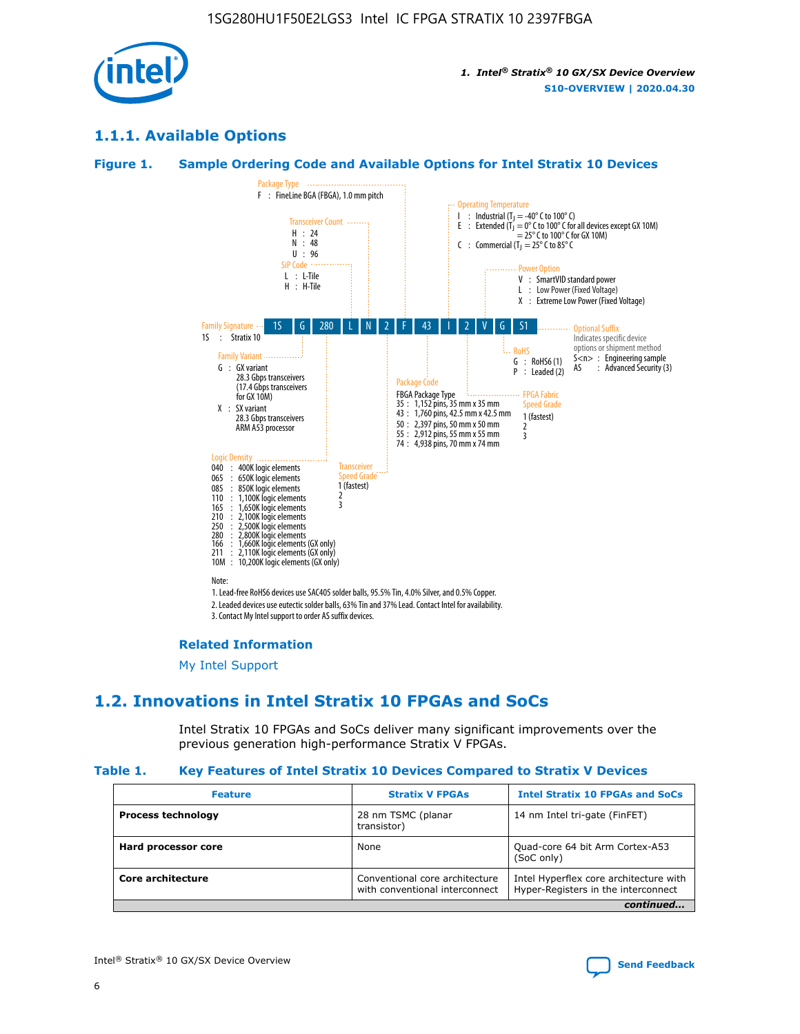## 1.1.1. Available Options

### Figure 1. Sample Ordering Code and Available Options for Intel Stratix 10 Devices

Package Type
F : FineLine BGA (FBGA), 1.0 mm pitch

Transceiver Count
H : 24
N : 48
U : 96

SiP Code
L : L-Tile
H : H-Tile

Operating Temperature
I : Industrial ($T_J$ = -40° C to 100° C)
E : Extended ($T_J$ = 0° C to 100° C for all devices except GX 10M)
= 25° C to 100° C for GX 10M)
C : Commercial ($T_J$ = 25° C to 85° C

Power Option
V : SmartVID standard power
L : Low Power (Fixed Voltage)
X : Extreme Low Power (Fixed Voltage)

Family Signature: 1S | G | 280 | L | N | 2 | F | 43 | I | 2 | V | G | S1

1S : Stratix 10

Optional Suffix
Indicates specific device options or shipment method
S<n> : Engineering sample
AS : Advanced Security (3)

RoHS
G : RoHS6 (1)
P : Leaded (2)

Family Variant
G : GX variant
28.3 Gbps transceivers
(17.4 Gbps transceivers for GX 10M)
X : SX variant
28.3 Gbps transceivers
ARM A53 processor

Package Code
FBGA Package Type
35 : 1,152 pins, 35 mm x 35 mm
43 : 1,760 pins, 42.5 mm x 42.5 mm
50 : 2,397 pins, 50 mm x 50 mm
55 : 2,912 pins, 55 mm x 55 mm
74 : 4,938 pins, 70 mm x 74 mm

FPGA Fabric Speed Grade
1 (fastest)
2
3

Logic Density
040 : 400K logic elements
065 : 650K logic elements
085 : 850K logic elements
110 : 1,100K logic elements
165 : 1,650K logic elements
210 : 2,100K logic elements
250 : 2,500K logic elements
280 : 2,800K logic elements
166 : 1,660K logic elements (GX only)
211 : 2,110K logic elements (GX only)
10M : 10,200K logic elements (GX only)

Transceiver Speed Grade
1 (fastest)
2
3

Note:
1. Lead-free RoHS6 devices use SAC405 solder balls, 95.5% Tin, 4.0% Silver, and 0.5% Copper.
2. Leaded devices use eutectic solder balls, 63% Tin and 37% Lead. Contact Intel for availability.
3. Contact My Intel support to order AS suffix devices.

#### Related Information

My Intel Support

## 1.2. Innovations in Intel Stratix 10 FPGAs and SoCs

Intel Stratix 10 FPGAs and SoCs deliver many significant improvements over the previous generation high-performance Stratix V FPGAs.

### Table 1. Key Features of Intel Stratix 10 Devices Compared to Stratix V Devices

| Feature | Stratix V FPGAs | Intel Stratix 10 FPGAs and SoCs |
|---|---|---|
| **Process technology** | 28 nm TSMC (planar transistor) | 14 nm Intel tri-gate (FinFET) |
| **Hard processor core** | None | Quad-core 64 bit Arm Cortex-A53 (SoC only) |
| **Core architecture** | Conventional core architecture with conventional interconnect | Intel Hyperflex core architecture with Hyper-Registers in the interconnect |

*continued...*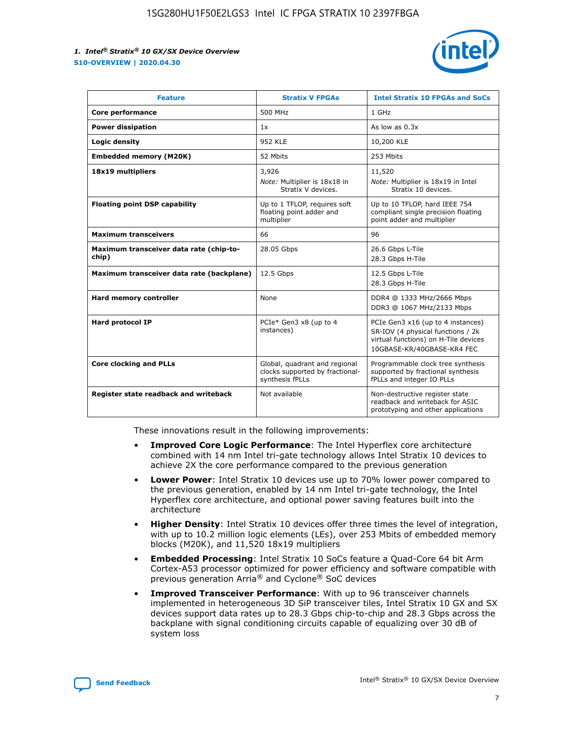| Feature | Stratix V FPGAs | Intel Stratix 10 FPGAs and SoCs |
| --- | --- | --- |
| **Core performance** | 500 MHz | 1 GHz |
| **Power dissipation** | 1x | As low as 0.3x |
| **Logic density** | 952 KLE | 10,200 KLE |
| **Embedded memory (M20K)** | 52 Mbits | 253 Mbits |
| **18x19 multipliers** | 3,926<br>*Note:* Multiplier is 18x18 in Stratix V devices. | 11,520<br>*Note:* Multiplier is 18x19 in Intel Stratix 10 devices. |
| **Floating point DSP capability** | Up to 1 TFLOP, requires soft floating point adder and multiplier | Up to 10 TFLOP, hard IEEE 754 compliant single precision floating point adder and multiplier |
| **Maximum transceivers** | 66 | 96 |
| **Maximum transceiver data rate (chip-to-chip)** | 28.05 Gbps | 26.6 Gbps L-Tile<br>28.3 Gbps H-Tile |
| **Maximum transceiver data rate (backplane)** | 12.5 Gbps | 12.5 Gbps L-Tile<br>28.3 Gbps H-Tile |
| **Hard memory controller** | None | DDR4 @ 1333 MHz/2666 Mbps<br>DDR3 @ 1067 MHz/2133 Mbps |
| **Hard protocol IP** | PCIe* Gen3 x8 (up to 4 instances) | PCIe Gen3 x16 (up to 4 instances)<br>SR-IOV (4 physical functions / 2k virtual functions) on H-Tile devices<br>10GBASE-KR/40GBASE-KR4 FEC |
| **Core clocking and PLLs** | Global, quadrant and regional clocks supported by fractional-synthesis fPLLs | Programmable clock tree synthesis supported by fractional synthesis fPLLs and integer IO PLLs |
| **Register state readback and writeback** | Not available | Non-destructive register state readback and writeback for ASIC prototyping and other applications |

These innovations result in the following improvements:

- **Improved Core Logic Performance**: The Intel Hyperflex core architecture combined with 14 nm Intel tri-gate technology allows Intel Stratix 10 devices to achieve 2X the core performance compared to the previous generation
- **Lower Power**: Intel Stratix 10 devices use up to 70% lower power compared to the previous generation, enabled by 14 nm Intel tri-gate technology, the Intel Hyperflex core architecture, and optional power saving features built into the architecture
- **Higher Density**: Intel Stratix 10 devices offer three times the level of integration, with up to 10.2 million logic elements (LEs), over 253 Mbits of embedded memory blocks (M20K), and 11,520 18x19 multipliers
- **Embedded Processing**: Intel Stratix 10 SoCs feature a Quad-Core 64 bit Arm Cortex-A53 processor optimized for power efficiency and software compatible with previous generation Arria® and Cyclone® SoC devices
- **Improved Transceiver Performance**: With up to 96 transceiver channels implemented in heterogeneous 3D SiP transceiver tiles, Intel Stratix 10 GX and SX devices support data rates up to 28.3 Gbps chip-to-chip and 28.3 Gbps across the backplane with signal conditioning circuits capable of equalizing over 30 dB of system loss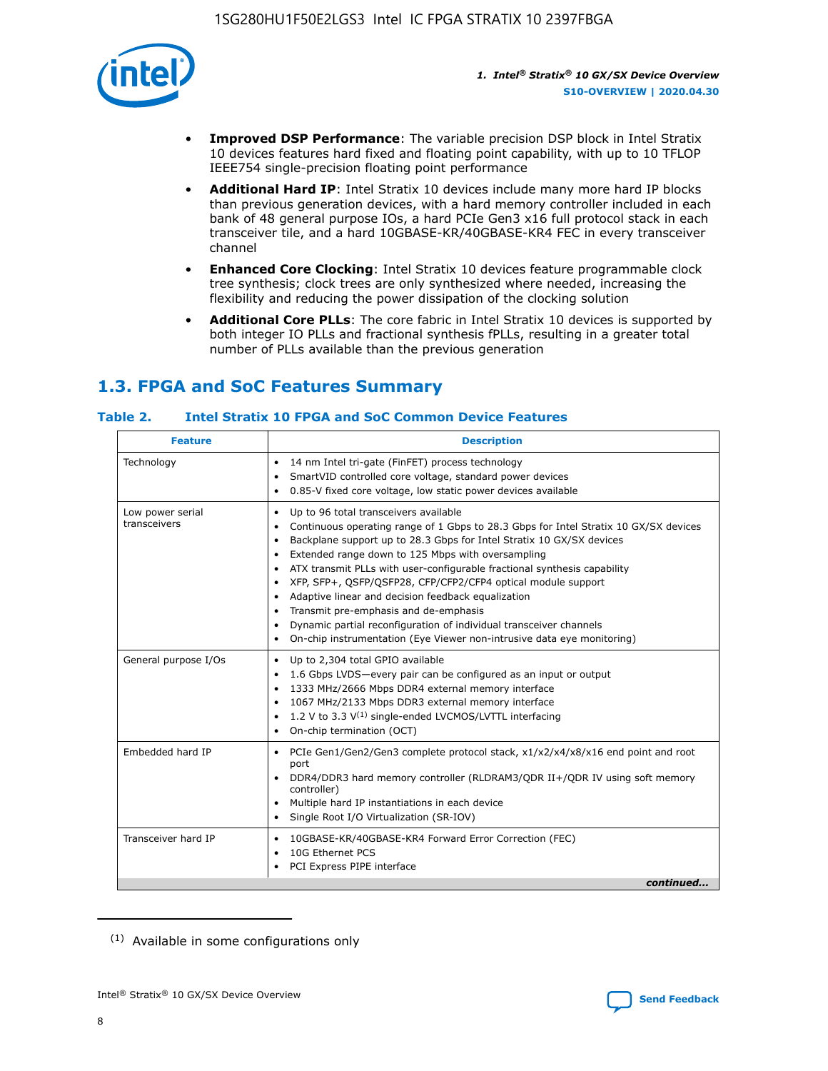- **Improved DSP Performance**: The variable precision DSP block in Intel Stratix 10 devices features hard fixed and floating point capability, with up to 10 TFLOP IEEE754 single-precision floating point performance
- **Additional Hard IP**: Intel Stratix 10 devices include many more hard IP blocks than previous generation devices, with a hard memory controller included in each bank of 48 general purpose IOs, a hard PCIe Gen3 x16 full protocol stack in each transceiver tile, and a hard 10GBASE-KR/40GBASE-KR4 FEC in every transceiver channel
- **Enhanced Core Clocking**: Intel Stratix 10 devices feature programmable clock tree synthesis; clock trees are only synthesized where needed, increasing the flexibility and reducing the power dissipation of the clocking solution
- **Additional Core PLLs**: The core fabric in Intel Stratix 10 devices is supported by both integer IO PLLs and fractional synthesis fPLLs, resulting in a greater total number of PLLs available than the previous generation

## 1.3. FPGA and SoC Features Summary

### Table 2. Intel Stratix 10 FPGA and SoC Common Device Features

| Feature | Description |
| --- | --- |
| Technology | • 14 nm Intel tri-gate (FinFET) process technology<br>• SmartVID controlled core voltage, standard power devices<br>• 0.85-V fixed core voltage, low static power devices available |
| Low power serial transceivers | • Up to 96 total transceivers available<br>• Continuous operating range of 1 Gbps to 28.3 Gbps for Intel Stratix 10 GX/SX devices<br>• Backplane support up to 28.3 Gbps for Intel Stratix 10 GX/SX devices<br>• Extended range down to 125 Mbps with oversampling<br>• ATX transmit PLLs with user-configurable fractional synthesis capability<br>• XFP, SFP+, QSFP/QSFP28, CFP/CFP2/CFP4 optical module support<br>• Adaptive linear and decision feedback equalization<br>• Transmit pre-emphasis and de-emphasis<br>• Dynamic partial reconfiguration of individual transceiver channels<br>• On-chip instrumentation (Eye Viewer non-intrusive data eye monitoring) |
| General purpose I/Os | • Up to 2,304 total GPIO available<br>• 1.6 Gbps LVDS—every pair can be configured as an input or output<br>• 1333 MHz/2666 Mbps DDR4 external memory interface<br>• 1067 MHz/2133 Mbps DDR3 external memory interface<br>• 1.2 V to 3.3 V[(1)] single-ended LVCMOS/LVTTL interfacing<br>• On-chip termination (OCT) |
| Embedded hard IP | • PCIe Gen1/Gen2/Gen3 complete protocol stack, x1/x2/x4/x8/x16 end point and root port<br>• DDR4/DDR3 hard memory controller (RLDRAM3/QDR II+/QDR IV using soft memory controller)<br>• Multiple hard IP instantiations in each device<br>• Single Root I/O Virtualization (SR-IOV) |
| Transceiver hard IP | • 10GBASE-KR/40GBASE-KR4 Forward Error Correction (FEC)<br>• 10G Ethernet PCS<br>• PCI Express PIPE interface |

*continued...*

(1) Available in some configurations only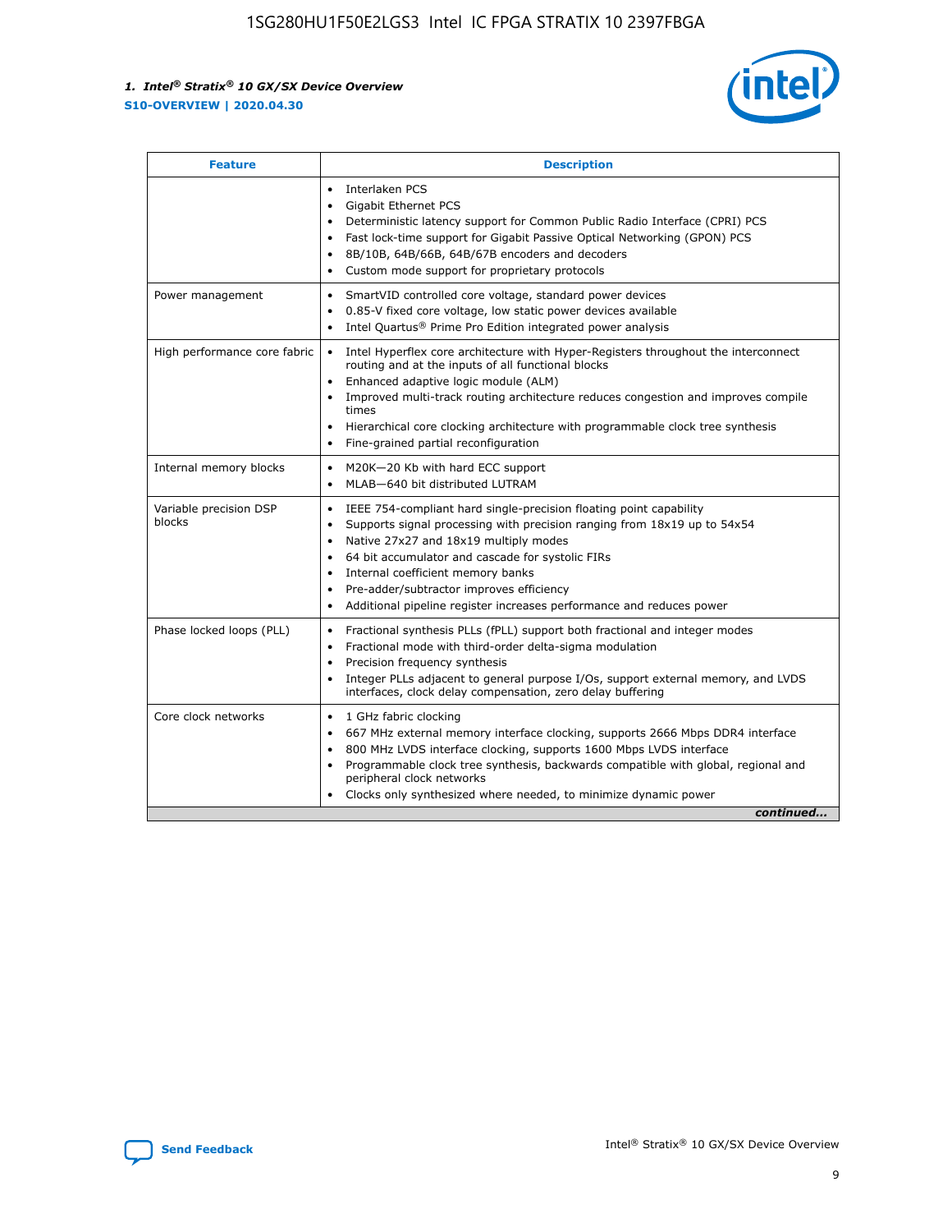| Feature | Description |
| --- | --- |
| | • Interlaken PCS<br>• Gigabit Ethernet PCS<br>• Deterministic latency support for Common Public Radio Interface (CPRI) PCS<br>• Fast lock-time support for Gigabit Passive Optical Networking (GPON) PCS<br>• 8B/10B, 64B/66B, 64B/67B encoders and decoders<br>• Custom mode support for proprietary protocols |
| Power management | • SmartVID controlled core voltage, standard power devices<br>• 0.85-V fixed core voltage, low static power devices available<br>• Intel Quartus® Prime Pro Edition integrated power analysis |
| High performance core fabric | • Intel Hyperflex core architecture with Hyper-Registers throughout the interconnect routing and at the inputs of all functional blocks<br>• Enhanced adaptive logic module (ALM)<br>• Improved multi-track routing architecture reduces congestion and improves compile times<br>• Hierarchical core clocking architecture with programmable clock tree synthesis<br>• Fine-grained partial reconfiguration |
| Internal memory blocks | • M20K—20 Kb with hard ECC support<br>• MLAB—640 bit distributed LUTRAM |
| Variable precision DSP blocks | • IEEE 754-compliant hard single-precision floating point capability<br>• Supports signal processing with precision ranging from 18x19 up to 54x54<br>• Native 27x27 and 18x19 multiply modes<br>• 64 bit accumulator and cascade for systolic FIRs<br>• Internal coefficient memory banks<br>• Pre-adder/subtractor improves efficiency<br>• Additional pipeline register increases performance and reduces power |
| Phase locked loops (PLL) | • Fractional synthesis PLLs (fPLL) support both fractional and integer modes<br>• Fractional mode with third-order delta-sigma modulation<br>• Precision frequency synthesis<br>• Integer PLLs adjacent to general purpose I/Os, support external memory, and LVDS interfaces, clock delay compensation, zero delay buffering |
| Core clock networks | • 1 GHz fabric clocking<br>• 667 MHz external memory interface clocking, supports 2666 Mbps DDR4 interface<br>• 800 MHz LVDS interface clocking, supports 1600 Mbps LVDS interface<br>• Programmable clock tree synthesis, backwards compatible with global, regional and peripheral clock networks<br>• Clocks only synthesized where needed, to minimize dynamic power |

*continued...*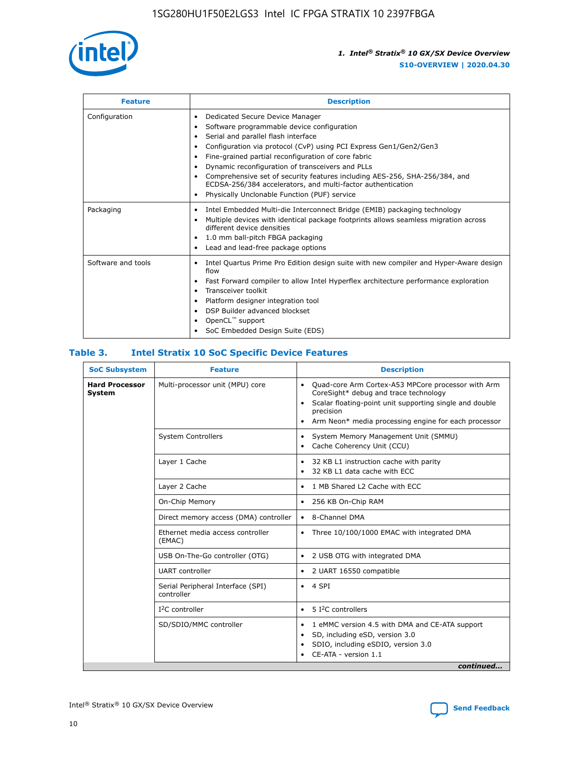| Feature | Description |
| --- | --- |
| Configuration | • Dedicated Secure Device Manager<br>• Software programmable device configuration<br>• Serial and parallel flash interface<br>• Configuration via protocol (CvP) using PCI Express Gen1/Gen2/Gen3<br>• Fine-grained partial reconfiguration of core fabric<br>• Dynamic reconfiguration of transceivers and PLLs<br>• Comprehensive set of security features including AES-256, SHA-256/384, and ECDSA-256/384 accelerators, and multi-factor authentication<br>• Physically Unclonable Function (PUF) service |
| Packaging | • Intel Embedded Multi-die Interconnect Bridge (EMIB) packaging technology<br>• Multiple devices with identical package footprints allows seamless migration across different device densities<br>• 1.0 mm ball-pitch FBGA packaging<br>• Lead and lead-free package options |
| Software and tools | • Intel Quartus Prime Pro Edition design suite with new compiler and Hyper-Aware design flow<br>• Fast Forward compiler to allow Intel Hyperflex architecture performance exploration<br>• Transceiver toolkit<br>• Platform designer integration tool<br>• DSP Builder advanced blockset<br>• OpenCL™ support<br>• SoC Embedded Design Suite (EDS) |

## Table 3. Intel Stratix 10 SoC Specific Device Features

| SoC Subsystem | Feature | Description |
| --- | --- | --- |
| **Hard Processor System** | Multi-processor unit (MPU) core | • Quad-core Arm Cortex-A53 MPCore processor with Arm CoreSight* debug and trace technology<br>• Scalar floating-point unit supporting single and double precision<br>• Arm Neon* media processing engine for each processor |
| | System Controllers | • System Memory Management Unit (SMMU)<br>• Cache Coherency Unit (CCU) |
| | Layer 1 Cache | • 32 KB L1 instruction cache with parity<br>• 32 KB L1 data cache with ECC |
| | Layer 2 Cache | • 1 MB Shared L2 Cache with ECC |
| | On-Chip Memory | • 256 KB On-Chip RAM |
| | Direct memory access (DMA) controller | • 8-Channel DMA |
| | Ethernet media access controller (EMAC) | • Three 10/100/1000 EMAC with integrated DMA |
| | USB On-The-Go controller (OTG) | • 2 USB OTG with integrated DMA |
| | UART controller | • 2 UART 16550 compatible |
| | Serial Peripheral Interface (SPI) controller | • 4 SPI |
| | I²C controller | • 5 I²C controllers |
| | SD/SDIO/MMC controller | • 1 eMMC version 4.5 with DMA and CE-ATA support<br>• SD, including eSD, version 3.0<br>• SDIO, including eSDIO, version 3.0<br>• CE-ATA - version 1.1 |

*continued...*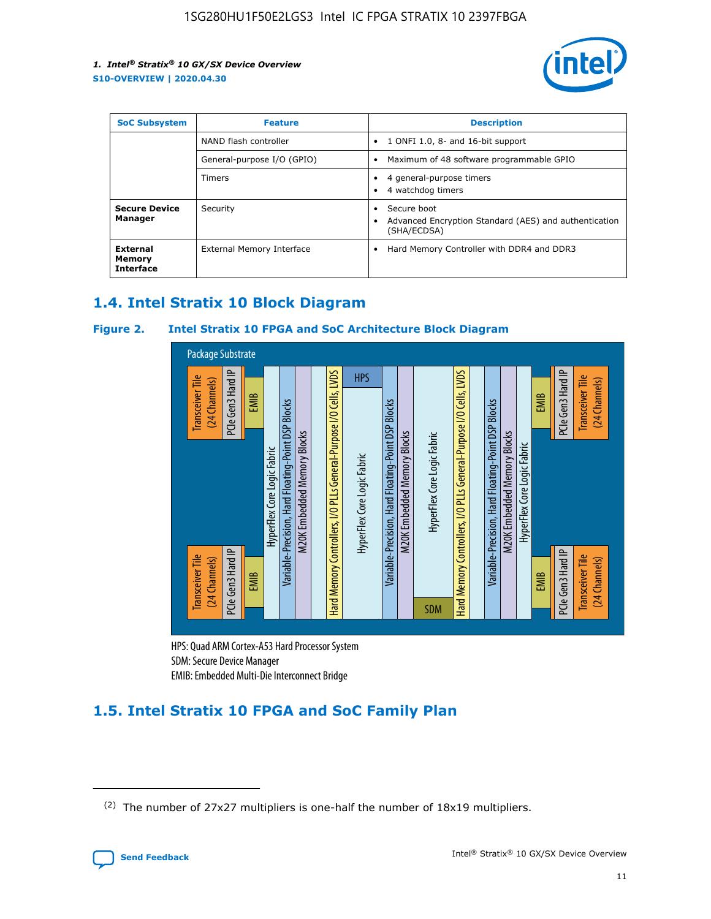| SoC Subsystem | Feature | Description |
| --- | --- | --- |
| | NAND flash controller | • 1 ONFI 1.0, 8- and 16-bit support |
| | General-purpose I/O (GPIO) | • Maximum of 48 software programmable GPIO |
| | Timers | • 4 general-purpose timers<br>• 4 watchdog timers |
| **Secure Device Manager** | Security | • Secure boot<br>• Advanced Encryption Standard (AES) and authentication (SHA/ECDSA) |
| **External Memory Interface** | External Memory Interface | • Hard Memory Controller with DDR4 and DDR3 |

## 1.4. Intel Stratix 10 Block Diagram

**Figure 2. Intel Stratix 10 FPGA and SoC Architecture Block Diagram**

Package Substrate

Transceiver Tile (24 Channels) | PCIe Gen3 Hard IP | EMIB | HyperFlex Core Logic Fabric | Variable-Precision, Hard Floating-Point DSP Blocks | M20K Embedded Memory Blocks | Hard Memory Controllers, I/O PLLs General-Purpose I/O Cells, LVDS | HPS | HyperFlex Core Logic Fabric | SDM

HPS: Quad ARM Cortex-A53 Hard Processor System
SDM: Secure Device Manager
EMIB: Embedded Multi-Die Interconnect Bridge

## 1.5. Intel Stratix 10 FPGA and SoC Family Plan

(2) The number of 27x27 multipliers is one-half the number of 18x19 multipliers.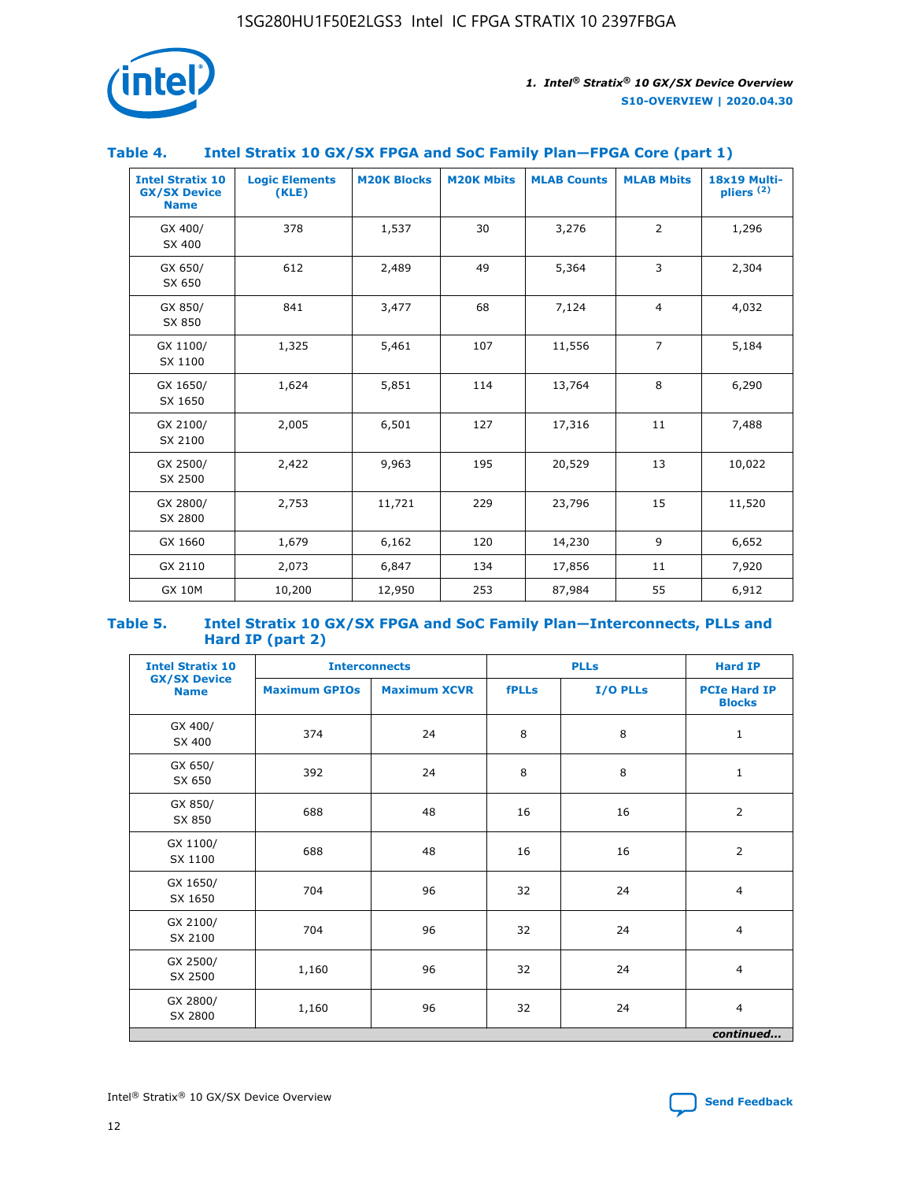## Table 4. Intel Stratix 10 GX/SX FPGA and SoC Family Plan—FPGA Core (part 1)

| Intel Stratix 10 GX/SX Device Name | Logic Elements (KLE) | M20K Blocks | M20K Mbits | MLAB Counts | MLAB Mbits | 18x19 Multi-pliers (2) |
|---|---|---|---|---|---|---|
| GX 400/ SX 400 | 378 | 1,537 | 30 | 3,276 | 2 | 1,296 |
| GX 650/ SX 650 | 612 | 2,489 | 49 | 5,364 | 3 | 2,304 |
| GX 850/ SX 850 | 841 | 3,477 | 68 | 7,124 | 4 | 4,032 |
| GX 1100/ SX 1100 | 1,325 | 5,461 | 107 | 11,556 | 7 | 5,184 |
| GX 1650/ SX 1650 | 1,624 | 5,851 | 114 | 13,764 | 8 | 6,290 |
| GX 2100/ SX 2100 | 2,005 | 6,501 | 127 | 17,316 | 11 | 7,488 |
| GX 2500/ SX 2500 | 2,422 | 9,963 | 195 | 20,529 | 13 | 10,022 |
| GX 2800/ SX 2800 | 2,753 | 11,721 | 229 | 23,796 | 15 | 11,520 |
| GX 1660 | 1,679 | 6,162 | 120 | 14,230 | 9 | 6,652 |
| GX 2110 | 2,073 | 6,847 | 134 | 17,856 | 11 | 7,920 |
| GX 10M | 10,200 | 12,950 | 253 | 87,984 | 55 | 6,912 |

## Table 5. Intel Stratix 10 GX/SX FPGA and SoC Family Plan—Interconnects, PLLs and Hard IP (part 2)

| Intel Stratix 10 GX/SX Device Name | Interconnects | | PLLs | | Hard IP |
|---|---|---|---|---|---|
| | Maximum GPIOs | Maximum XCVR | fPLLs | I/O PLLs | PCIe Hard IP Blocks |
| GX 400/ SX 400 | 374 | 24 | 8 | 8 | 1 |
| GX 650/ SX 650 | 392 | 24 | 8 | 8 | 1 |
| GX 850/ SX 850 | 688 | 48 | 16 | 16 | 2 |
| GX 1100/ SX 1100 | 688 | 48 | 16 | 16 | 2 |
| GX 1650/ SX 1650 | 704 | 96 | 32 | 24 | 4 |
| GX 2100/ SX 2100 | 704 | 96 | 32 | 24 | 4 |
| GX 2500/ SX 2500 | 1,160 | 96 | 32 | 24 | 4 |
| GX 2800/ SX 2800 | 1,160 | 96 | 32 | 24 | 4 |

*continued...*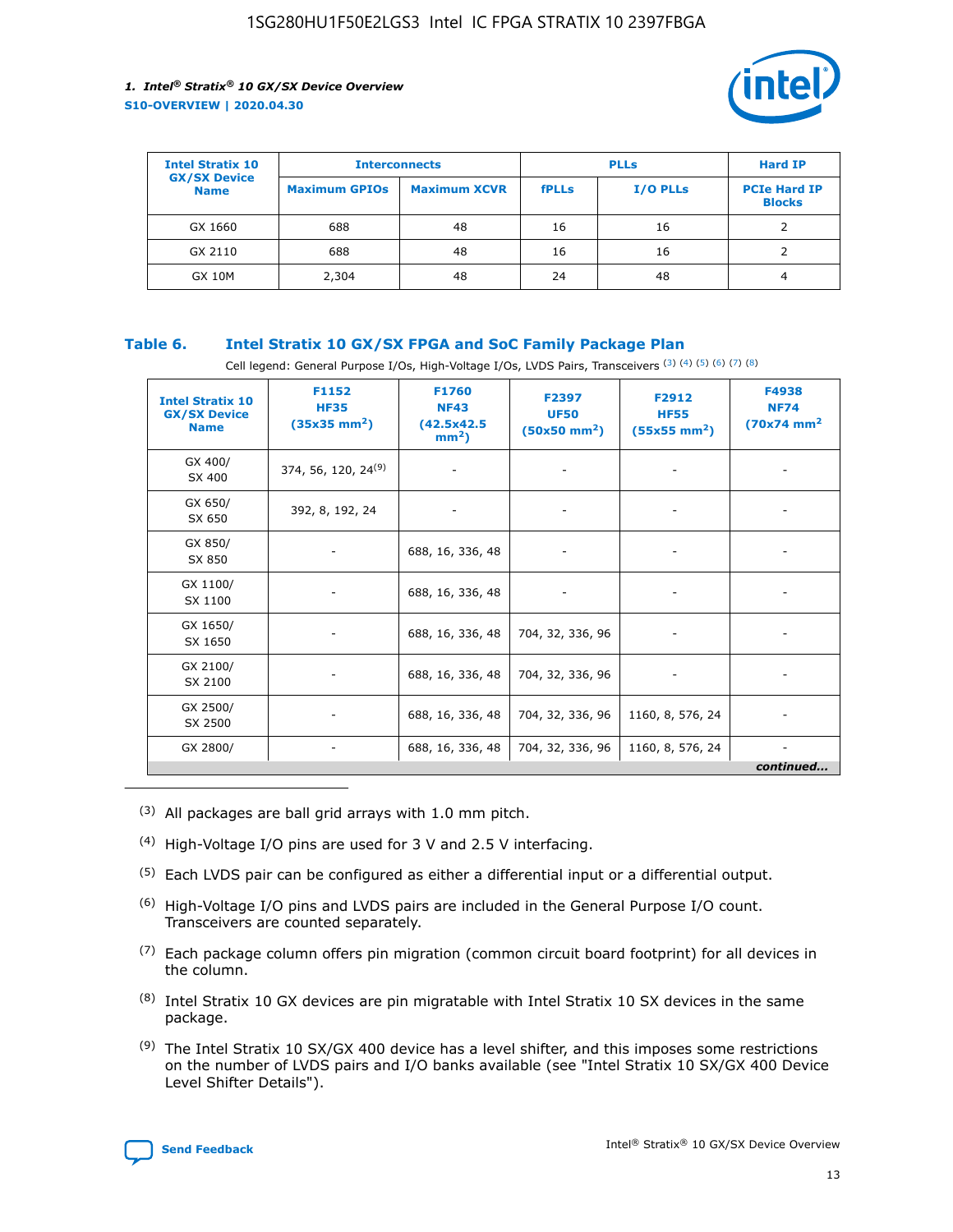| Intel Stratix 10 GX/SX Device Name | Interconnects | | PLLs | | Hard IP |
|---|---|---|---|---|---|
| | Maximum GPIOs | Maximum XCVR | fPLLs | I/O PLLs | PCIe Hard IP Blocks |
| GX 1660 | 688 | 48 | 16 | 16 | 2 |
| GX 2110 | 688 | 48 | 16 | 16 | 2 |
| GX 10M | 2,304 | 48 | 24 | 48 | 4 |

**Table 6. Intel Stratix 10 GX/SX FPGA and SoC Family Package Plan**

Cell legend: General Purpose I/Os, High-Voltage I/Os, LVDS Pairs, Transceivers [(3)] [(4)] [(5)] [(6)] [(7)] [(8)]

| Intel Stratix 10 GX/SX Device Name | F1152 HF35 (35x35 $mm^2$) | F1760 NF43 (42.5x42.5 $mm^2$) | F2397 UF50 (50x50 $mm^2$) | F2912 HF55 (55x55 $mm^2$) | F4938 NF74 (70x74 $mm^2$) |
|---|---|---|---|---|---|
| GX 400/ SX 400 | 374, 56, 120, 24[(9)] | - | - | - | - |
| GX 650/ SX 650 | 392, 8, 192, 24 | - | - | - | - |
| GX 850/ SX 850 | - | 688, 16, 336, 48 | - | - | - |
| GX 1100/ SX 1100 | - | 688, 16, 336, 48 | - | - | - |
| GX 1650/ SX 1650 | - | 688, 16, 336, 48 | 704, 32, 336, 96 | - | - |
| GX 2100/ SX 2100 | - | 688, 16, 336, 48 | 704, 32, 336, 96 | - | - |
| GX 2500/ SX 2500 | - | 688, 16, 336, 48 | 704, 32, 336, 96 | 1160, 8, 576, 24 | - |
| GX 2800/ | - | 688, 16, 336, 48 | 704, 32, 336, 96 | 1160, 8, 576, 24 | - |

*continued...*

(3) All packages are ball grid arrays with 1.0 mm pitch.

(4) High-Voltage I/O pins are used for 3 V and 2.5 V interfacing.

(5) Each LVDS pair can be configured as either a differential input or a differential output.

(6) High-Voltage I/O pins and LVDS pairs are included in the General Purpose I/O count. Transceivers are counted separately.

(7) Each package column offers pin migration (common circuit board footprint) for all devices in the column.

(8) Intel Stratix 10 GX devices are pin migratable with Intel Stratix 10 SX devices in the same package.

(9) The Intel Stratix 10 SX/GX 400 device has a level shifter, and this imposes some restrictions on the number of LVDS pairs and I/O banks available (see "Intel Stratix 10 SX/GX 400 Device Level Shifter Details").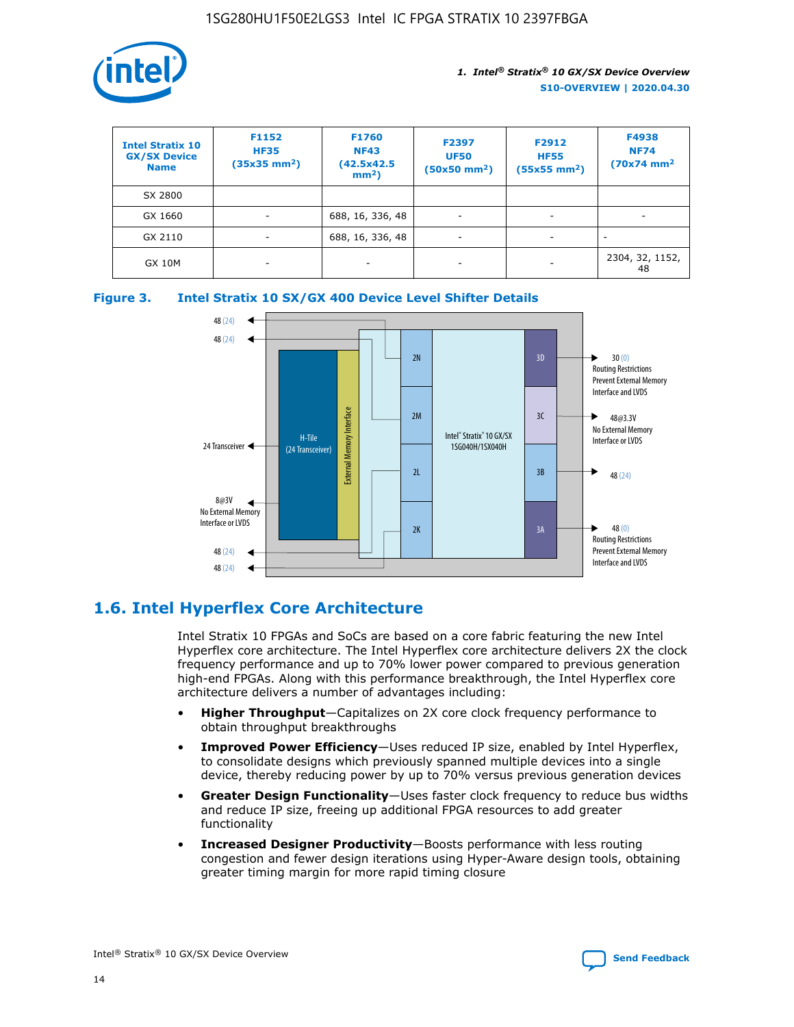| Intel Stratix 10 GX/SX Device Name | F1152 HF35 (35x35 mm²) | F1760 NF43 (42.5x42.5 mm²) | F2397 UF50 (50x50 mm²) | F2912 HF55 (55x55 mm²) | F4938 NF74 (70x74 mm² |
|---|---|---|---|---|---|
| SX 2800 | | | | | |
| GX 1660 | - | 688, 16, 336, 48 | - | - | - |
| GX 2110 | - | 688, 16, 336, 48 | - | - | - |
| GX 10M | - | - | - | - | 2304, 32, 1152, 48 |

**Figure 3. Intel Stratix 10 SX/GX 400 Device Level Shifter Details**

## 1.6. Intel Hyperflex Core Architecture

Intel Stratix 10 FPGAs and SoCs are based on a core fabric featuring the new Intel Hyperflex core architecture. The Intel Hyperflex core architecture delivers 2X the clock frequency performance and up to 70% lower power compared to previous generation high-end FPGAs. Along with this performance breakthrough, the Intel Hyperflex core architecture delivers a number of advantages including:

- **Higher Throughput**—Capitalizes on 2X core clock frequency performance to obtain throughput breakthroughs
- **Improved Power Efficiency**—Uses reduced IP size, enabled by Intel Hyperflex, to consolidate designs which previously spanned multiple devices into a single device, thereby reducing power by up to 70% versus previous generation devices
- **Greater Design Functionality**—Uses faster clock frequency to reduce bus widths and reduce IP size, freeing up additional FPGA resources to add greater functionality
- **Increased Designer Productivity**—Boosts performance with less routing congestion and fewer design iterations using Hyper-Aware design tools, obtaining greater timing margin for more rapid timing closure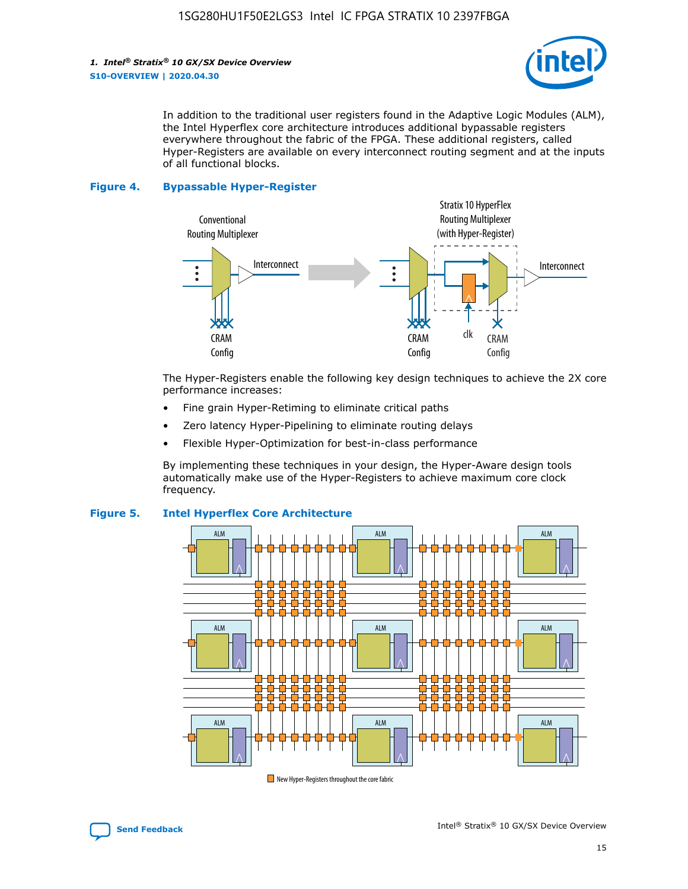In addition to the traditional user registers found in the Adaptive Logic Modules (ALM), the Intel Hyperflex core architecture introduces additional bypassable registers everywhere throughout the fabric of the FPGA. These additional registers, called Hyper-Registers are available on every interconnect routing segment and at the inputs of all functional blocks.

**Figure 4. Bypassable Hyper-Register**

The Hyper-Registers enable the following key design techniques to achieve the 2X core performance increases:

- Fine grain Hyper-Retiming to eliminate critical paths
- Zero latency Hyper-Pipelining to eliminate routing delays
- Flexible Hyper-Optimization for best-in-class performance

By implementing these techniques in your design, the Hyper-Aware design tools automatically make use of the Hyper-Registers to achieve maximum core clock frequency.

**Figure 5. Intel Hyperflex Core Architecture**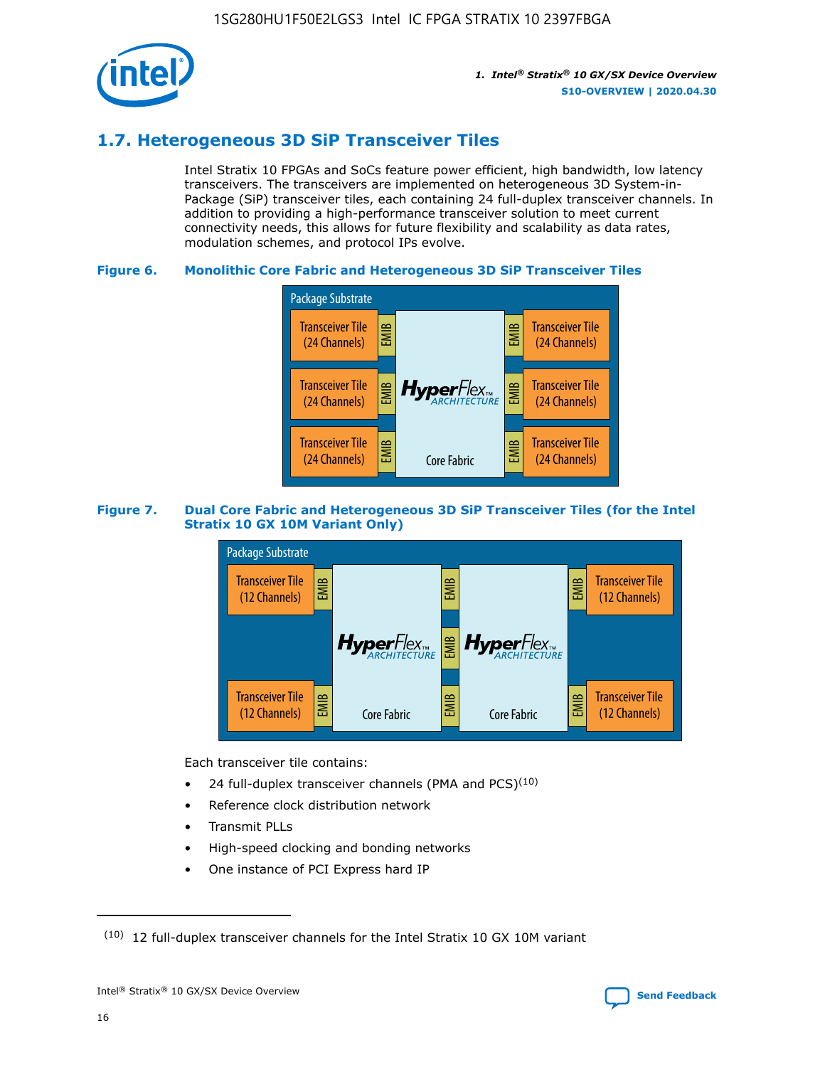## 1.7. Heterogeneous 3D SiP Transceiver Tiles

Intel Stratix 10 FPGAs and SoCs feature power efficient, high bandwidth, low latency transceivers. The transceivers are implemented on heterogeneous 3D System-in-Package (SiP) transceiver tiles, each containing 24 full-duplex transceiver channels. In addition to providing a high-performance transceiver solution to meet current connectivity needs, this allows for future flexibility and scalability as data rates, modulation schemes, and protocol IPs evolve.

**Figure 6. Monolithic Core Fabric and Heterogeneous 3D SiP Transceiver Tiles**

Package Substrate

Transceiver Tile (24 Channels) | EMIB | HyperFlex ARCHITECTURE Core Fabric | EMIB | Transceiver Tile (24 Channels)

**Figure 7. Dual Core Fabric and Heterogeneous 3D SiP Transceiver Tiles (for the Intel Stratix 10 GX 10M Variant Only)**

Package Substrate

Transceiver Tile (12 Channels) | EMIB | HyperFlex ARCHITECTURE Core Fabric | EMIB | HyperFlex ARCHITECTURE Core Fabric | EMIB | Transceiver Tile (12 Channels)

Each transceiver tile contains:

- 24 full-duplex transceiver channels (PMA and PCS)[10]
- Reference clock distribution network
- Transmit PLLs
- High-speed clocking and bonding networks
- One instance of PCI Express hard IP

[10] 12 full-duplex transceiver channels for the Intel Stratix 10 GX 10M variant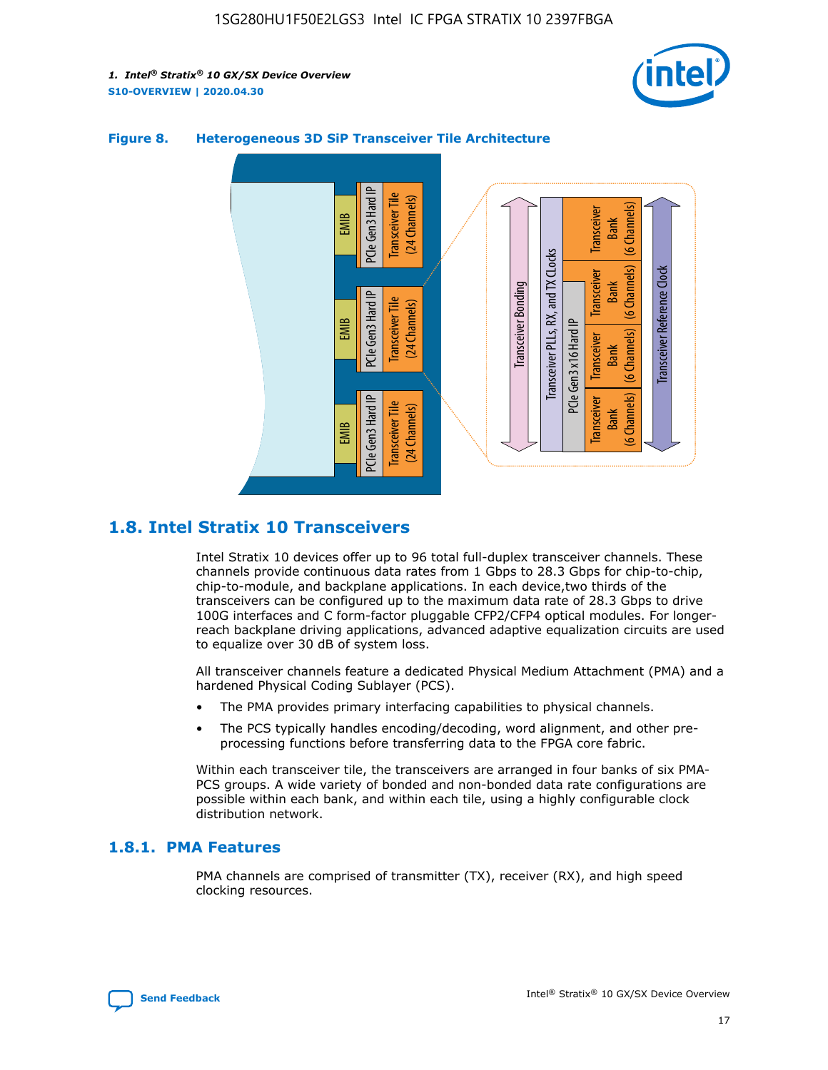**Figure 8. Heterogeneous 3D SiP Transceiver Tile Architecture**

## 1.8. Intel Stratix 10 Transceivers

Intel Stratix 10 devices offer up to 96 total full-duplex transceiver channels. These channels provide continuous data rates from 1 Gbps to 28.3 Gbps for chip-to-chip, chip-to-module, and backplane applications. In each device,two thirds of the transceivers can be configured up to the maximum data rate of 28.3 Gbps to drive 100G interfaces and C form-factor pluggable CFP2/CFP4 optical modules. For longer-reach backplane driving applications, advanced adaptive equalization circuits are used to equalize over 30 dB of system loss.

All transceiver channels feature a dedicated Physical Medium Attachment (PMA) and a hardened Physical Coding Sublayer (PCS).

- The PMA provides primary interfacing capabilities to physical channels.
- The PCS typically handles encoding/decoding, word alignment, and other pre-processing functions before transferring data to the FPGA core fabric.

Within each transceiver tile, the transceivers are arranged in four banks of six PMA-PCS groups. A wide variety of bonded and non-bonded data rate configurations are possible within each bank, and within each tile, using a highly configurable clock distribution network.

### 1.8.1. PMA Features

PMA channels are comprised of transmitter (TX), receiver (RX), and high speed clocking resources.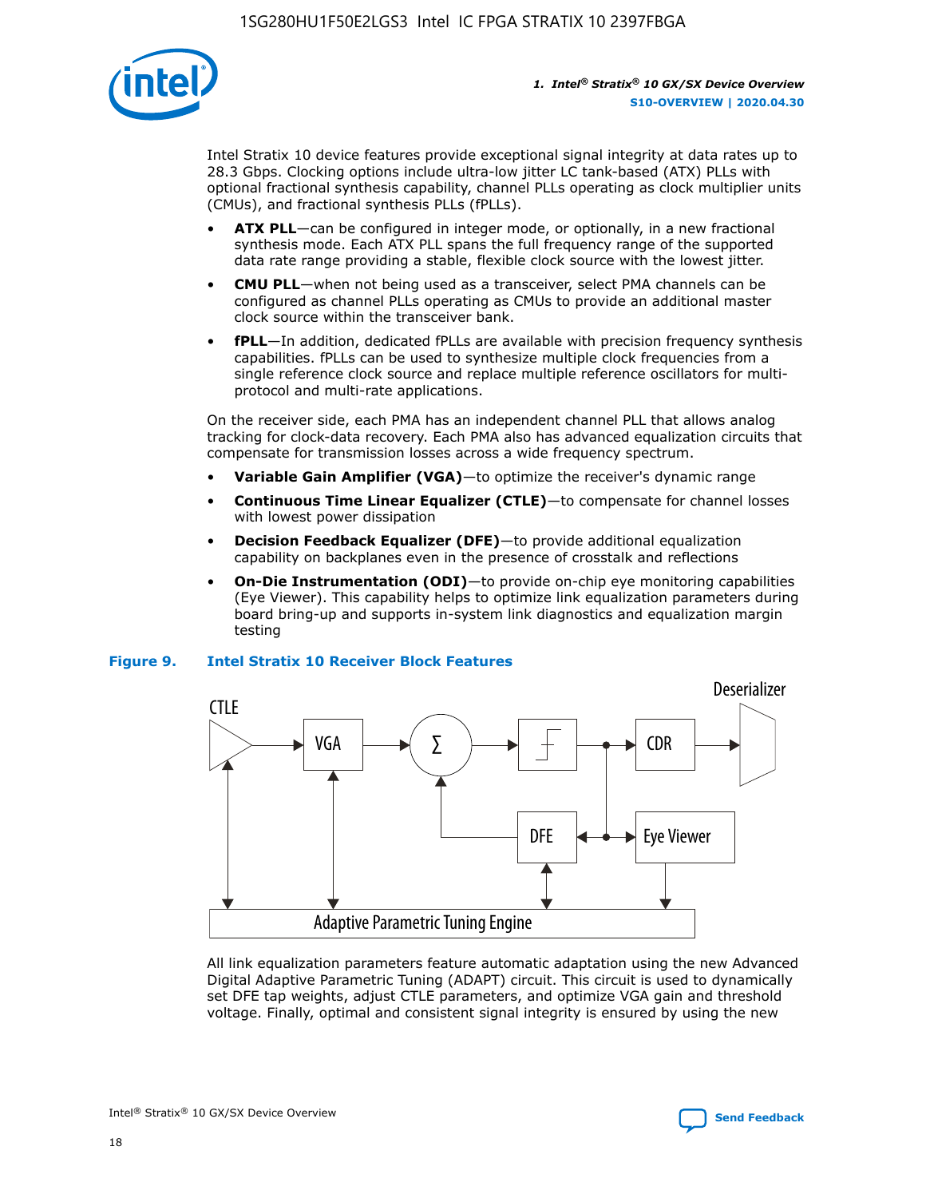Intel Stratix 10 device features provide exceptional signal integrity at data rates up to 28.3 Gbps. Clocking options include ultra-low jitter LC tank-based (ATX) PLLs with optional fractional synthesis capability, channel PLLs operating as clock multiplier units (CMUs), and fractional synthesis PLLs (fPLLs).

- **ATX PLL**—can be configured in integer mode, or optionally, in a new fractional synthesis mode. Each ATX PLL spans the full frequency range of the supported data rate range providing a stable, flexible clock source with the lowest jitter.
- **CMU PLL**—when not being used as a transceiver, select PMA channels can be configured as channel PLLs operating as CMUs to provide an additional master clock source within the transceiver bank.
- **fPLL**—In addition, dedicated fPLLs are available with precision frequency synthesis capabilities. fPLLs can be used to synthesize multiple clock frequencies from a single reference clock source and replace multiple reference oscillators for multi-protocol and multi-rate applications.

On the receiver side, each PMA has an independent channel PLL that allows analog tracking for clock-data recovery. Each PMA also has advanced equalization circuits that compensate for transmission losses across a wide frequency spectrum.

- **Variable Gain Amplifier (VGA)**—to optimize the receiver's dynamic range
- **Continuous Time Linear Equalizer (CTLE)**—to compensate for channel losses with lowest power dissipation
- **Decision Feedback Equalizer (DFE)**—to provide additional equalization capability on backplanes even in the presence of crosstalk and reflections
- **On-Die Instrumentation (ODI)**—to provide on-chip eye monitoring capabilities (Eye Viewer). This capability helps to optimize link equalization parameters during board bring-up and supports in-system link diagnostics and equalization margin testing

**Figure 9. Intel Stratix 10 Receiver Block Features**

All link equalization parameters feature automatic adaptation using the new Advanced Digital Adaptive Parametric Tuning (ADAPT) circuit. This circuit is used to dynamically set DFE tap weights, adjust CTLE parameters, and optimize VGA gain and threshold voltage. Finally, optimal and consistent signal integrity is ensured by using the new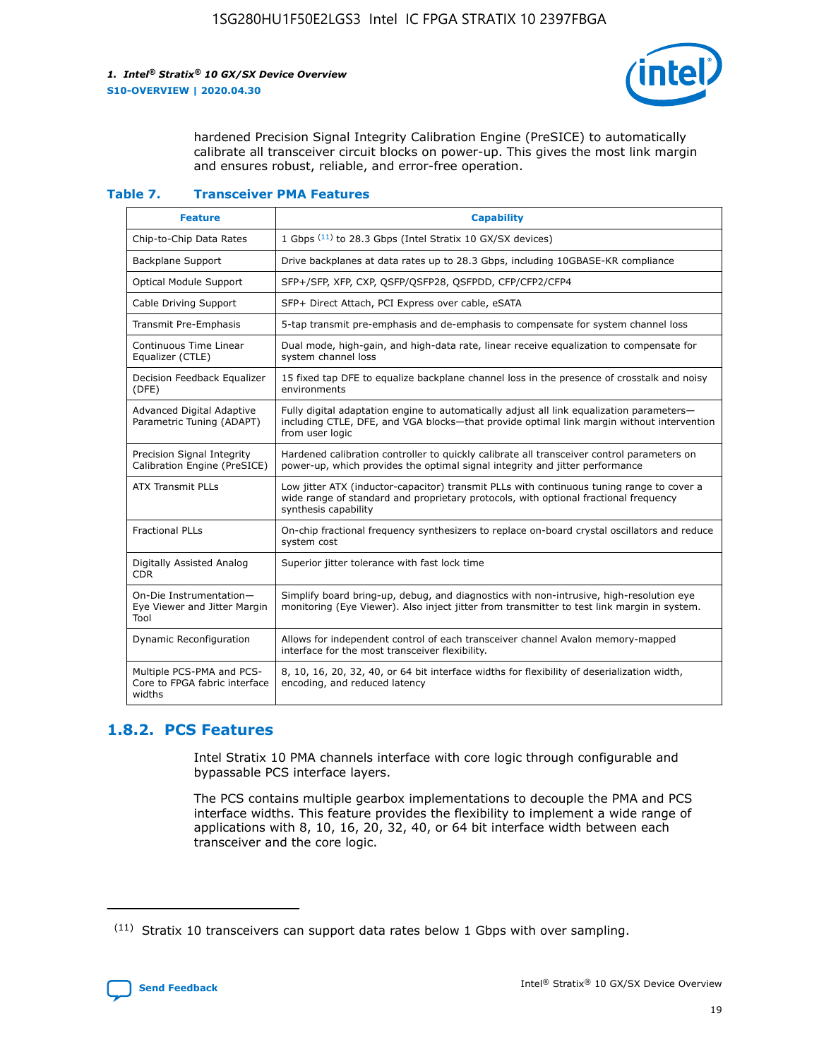hardened Precision Signal Integrity Calibration Engine (PreSICE) to automatically calibrate all transceiver circuit blocks on power-up. This gives the most link margin and ensures robust, reliable, and error-free operation.

**Table 7. Transceiver PMA Features**

| Feature | Capability |
| --- | --- |
| Chip-to-Chip Data Rates | 1 Gbps [11] to 28.3 Gbps (Intel Stratix 10 GX/SX devices) |
| Backplane Support | Drive backplanes at data rates up to 28.3 Gbps, including 10GBASE-KR compliance |
| Optical Module Support | SFP+/SFP, XFP, CXP, QSFP/QSFP28, QSFPDD, CFP/CFP2/CFP4 |
| Cable Driving Support | SFP+ Direct Attach, PCI Express over cable, eSATA |
| Transmit Pre-Emphasis | 5-tap transmit pre-emphasis and de-emphasis to compensate for system channel loss |
| Continuous Time Linear Equalizer (CTLE) | Dual mode, high-gain, and high-data rate, linear receive equalization to compensate for system channel loss |
| Decision Feedback Equalizer (DFE) | 15 fixed tap DFE to equalize backplane channel loss in the presence of crosstalk and noisy environments |
| Advanced Digital Adaptive Parametric Tuning (ADAPT) | Fully digital adaptation engine to automatically adjust all link equalization parameters—including CTLE, DFE, and VGA blocks—that provide optimal link margin without intervention from user logic |
| Precision Signal Integrity Calibration Engine (PreSICE) | Hardened calibration controller to quickly calibrate all transceiver control parameters on power-up, which provides the optimal signal integrity and jitter performance |
| ATX Transmit PLLs | Low jitter ATX (inductor-capacitor) transmit PLLs with continuous tuning range to cover a wide range of standard and proprietary protocols, with optional fractional frequency synthesis capability |
| Fractional PLLs | On-chip fractional frequency synthesizers to replace on-board crystal oscillators and reduce system cost |
| Digitally Assisted Analog CDR | Superior jitter tolerance with fast lock time |
| On-Die Instrumentation—Eye Viewer and Jitter Margin Tool | Simplify board bring-up, debug, and diagnostics with non-intrusive, high-resolution eye monitoring (Eye Viewer). Also inject jitter from transmitter to test link margin in system. |
| Dynamic Reconfiguration | Allows for independent control of each transceiver channel Avalon memory-mapped interface for the most transceiver flexibility. |
| Multiple PCS-PMA and PCS-Core to FPGA fabric interface widths | 8, 10, 16, 20, 32, 40, or 64 bit interface widths for flexibility of deserialization width, encoding, and reduced latency |

## 1.8.2. PCS Features

Intel Stratix 10 PMA channels interface with core logic through configurable and bypassable PCS interface layers.

The PCS contains multiple gearbox implementations to decouple the PMA and PCS interface widths. This feature provides the flexibility to implement a wide range of applications with 8, 10, 16, 20, 32, 40, or 64 bit interface width between each transceiver and the core logic.

[11] Stratix 10 transceivers can support data rates below 1 Gbps with over sampling.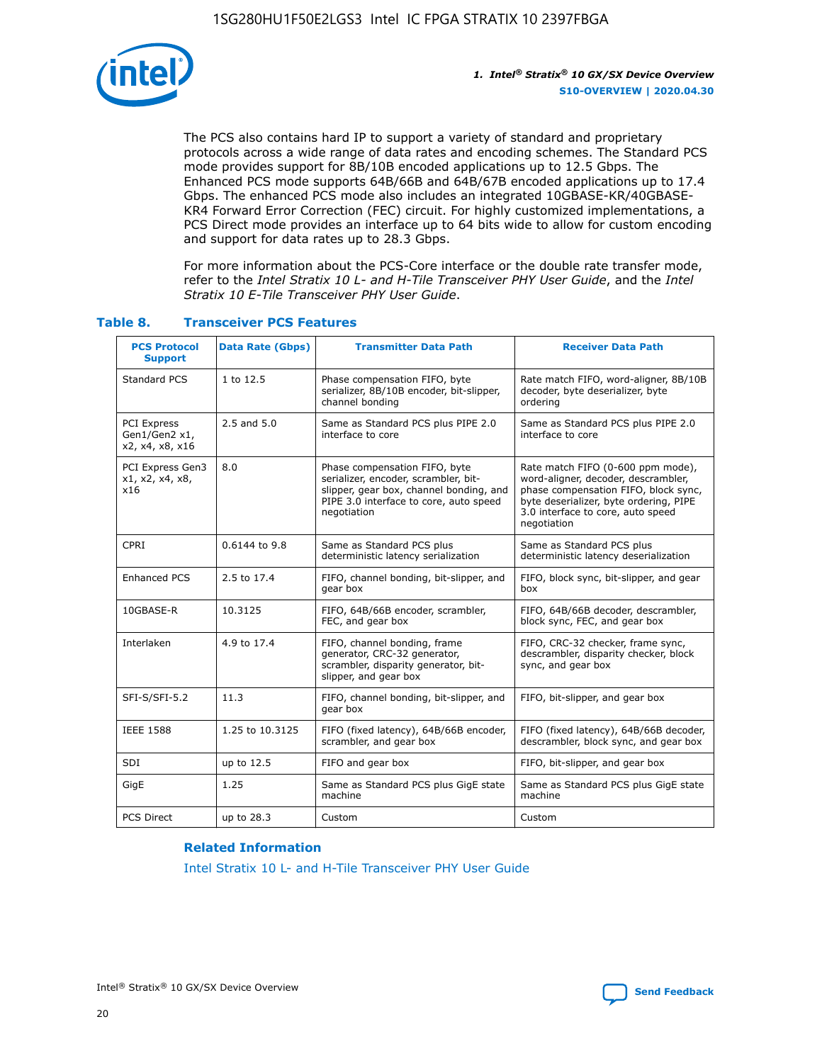The PCS also contains hard IP to support a variety of standard and proprietary protocols across a wide range of data rates and encoding schemes. The Standard PCS mode provides support for 8B/10B encoded applications up to 12.5 Gbps. The Enhanced PCS mode supports 64B/66B and 64B/67B encoded applications up to 17.4 Gbps. The enhanced PCS mode also includes an integrated 10GBASE-KR/40GBASE-KR4 Forward Error Correction (FEC) circuit. For highly customized implementations, a PCS Direct mode provides an interface up to 64 bits wide to allow for custom encoding and support for data rates up to 28.3 Gbps.

For more information about the PCS-Core interface or the double rate transfer mode, refer to the *Intel Stratix 10 L- and H-Tile Transceiver PHY User Guide*, and the *Intel Stratix 10 E-Tile Transceiver PHY User Guide*.

**Table 8. Transceiver PCS Features**

| PCS Protocol Support | Data Rate (Gbps) | Transmitter Data Path | Receiver Data Path |
|---|---|---|---|
| Standard PCS | 1 to 12.5 | Phase compensation FIFO, byte serializer, 8B/10B encoder, bit-slipper, channel bonding | Rate match FIFO, word-aligner, 8B/10B decoder, byte deserializer, byte ordering |
| PCI Express Gen1/Gen2 x1, x2, x4, x8, x16 | 2.5 and 5.0 | Same as Standard PCS plus PIPE 2.0 interface to core | Same as Standard PCS plus PIPE 2.0 interface to core |
| PCI Express Gen3 x1, x2, x4, x8, x16 | 8.0 | Phase compensation FIFO, byte serializer, encoder, scrambler, bit-slipper, gear box, channel bonding, and PIPE 3.0 interface to core, auto speed negotiation | Rate match FIFO (0-600 ppm mode), word-aligner, decoder, descrambler, phase compensation FIFO, block sync, byte deserializer, byte ordering, PIPE 3.0 interface to core, auto speed negotiation |
| CPRI | 0.6144 to 9.8 | Same as Standard PCS plus deterministic latency serialization | Same as Standard PCS plus deterministic latency deserialization |
| Enhanced PCS | 2.5 to 17.4 | FIFO, channel bonding, bit-slipper, and gear box | FIFO, block sync, bit-slipper, and gear box |
| 10GBASE-R | 10.3125 | FIFO, 64B/66B encoder, scrambler, FEC, and gear box | FIFO, 64B/66B decoder, descrambler, block sync, FEC, and gear box |
| Interlaken | 4.9 to 17.4 | FIFO, channel bonding, frame generator, CRC-32 generator, scrambler, disparity generator, bit-slipper, and gear box | FIFO, CRC-32 checker, frame sync, descrambler, disparity checker, block sync, and gear box |
| SFI-S/SFI-5.2 | 11.3 | FIFO, channel bonding, bit-slipper, and gear box | FIFO, bit-slipper, and gear box |
| IEEE 1588 | 1.25 to 10.3125 | FIFO (fixed latency), 64B/66B encoder, scrambler, and gear box | FIFO (fixed latency), 64B/66B decoder, descrambler, block sync, and gear box |
| SDI | up to 12.5 | FIFO and gear box | FIFO, bit-slipper, and gear box |
| GigE | 1.25 | Same as Standard PCS plus GigE state machine | Same as Standard PCS plus GigE state machine |
| PCS Direct | up to 28.3 | Custom | Custom |

**Related Information**

Intel Stratix 10 L- and H-Tile Transceiver PHY User Guide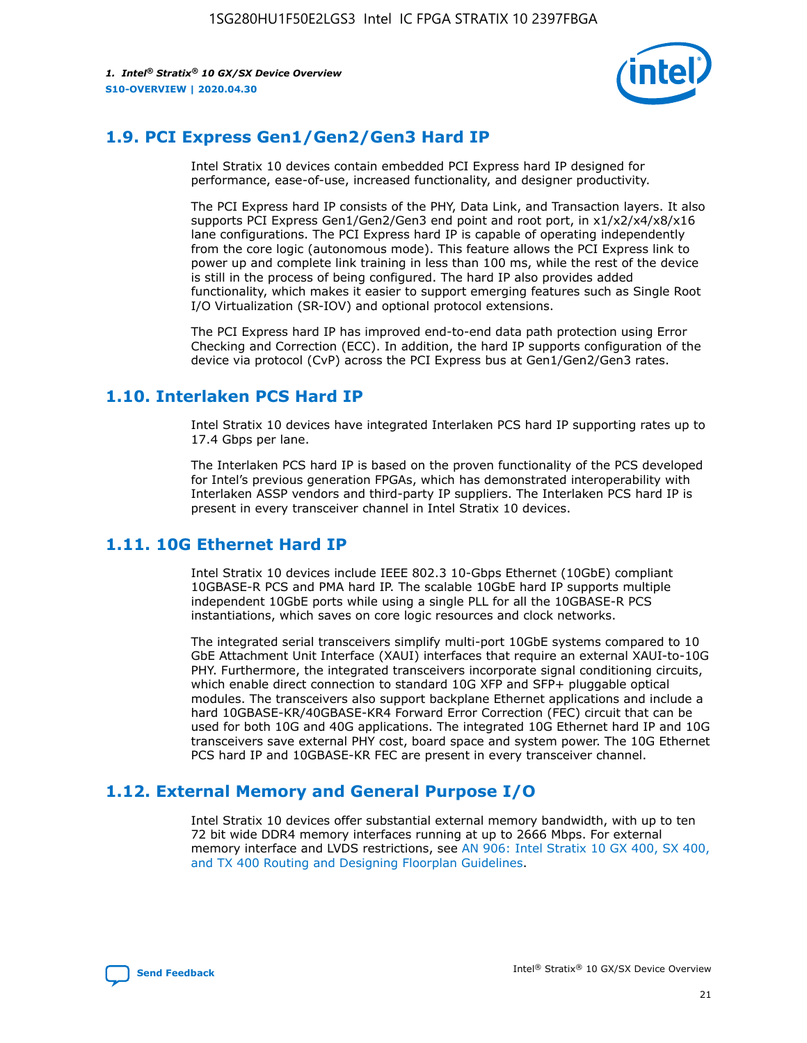## 1.9. PCI Express Gen1/Gen2/Gen3 Hard IP

Intel Stratix 10 devices contain embedded PCI Express hard IP designed for performance, ease-of-use, increased functionality, and designer productivity.

The PCI Express hard IP consists of the PHY, Data Link, and Transaction layers. It also supports PCI Express Gen1/Gen2/Gen3 end point and root port, in x1/x2/x4/x8/x16 lane configurations. The PCI Express hard IP is capable of operating independently from the core logic (autonomous mode). This feature allows the PCI Express link to power up and complete link training in less than 100 ms, while the rest of the device is still in the process of being configured. The hard IP also provides added functionality, which makes it easier to support emerging features such as Single Root I/O Virtualization (SR-IOV) and optional protocol extensions.

The PCI Express hard IP has improved end-to-end data path protection using Error Checking and Correction (ECC). In addition, the hard IP supports configuration of the device via protocol (CvP) across the PCI Express bus at Gen1/Gen2/Gen3 rates.

## 1.10. Interlaken PCS Hard IP

Intel Stratix 10 devices have integrated Interlaken PCS hard IP supporting rates up to 17.4 Gbps per lane.

The Interlaken PCS hard IP is based on the proven functionality of the PCS developed for Intel's previous generation FPGAs, which has demonstrated interoperability with Interlaken ASSP vendors and third-party IP suppliers. The Interlaken PCS hard IP is present in every transceiver channel in Intel Stratix 10 devices.

## 1.11. 10G Ethernet Hard IP

Intel Stratix 10 devices include IEEE 802.3 10-Gbps Ethernet (10GbE) compliant 10GBASE-R PCS and PMA hard IP. The scalable 10GbE hard IP supports multiple independent 10GbE ports while using a single PLL for all the 10GBASE-R PCS instantiations, which saves on core logic resources and clock networks.

The integrated serial transceivers simplify multi-port 10GbE systems compared to 10 GbE Attachment Unit Interface (XAUI) interfaces that require an external XAUI-to-10G PHY. Furthermore, the integrated transceivers incorporate signal conditioning circuits, which enable direct connection to standard 10G XFP and SFP+ pluggable optical modules. The transceivers also support backplane Ethernet applications and include a hard 10GBASE-KR/40GBASE-KR4 Forward Error Correction (FEC) circuit that can be used for both 10G and 40G applications. The integrated 10G Ethernet hard IP and 10G transceivers save external PHY cost, board space and system power. The 10G Ethernet PCS hard IP and 10GBASE-KR FEC are present in every transceiver channel.

## 1.12. External Memory and General Purpose I/O

Intel Stratix 10 devices offer substantial external memory bandwidth, with up to ten 72 bit wide DDR4 memory interfaces running at up to 2666 Mbps. For external memory interface and LVDS restrictions, see AN 906: Intel Stratix 10 GX 400, SX 400, and TX 400 Routing and Designing Floorplan Guidelines.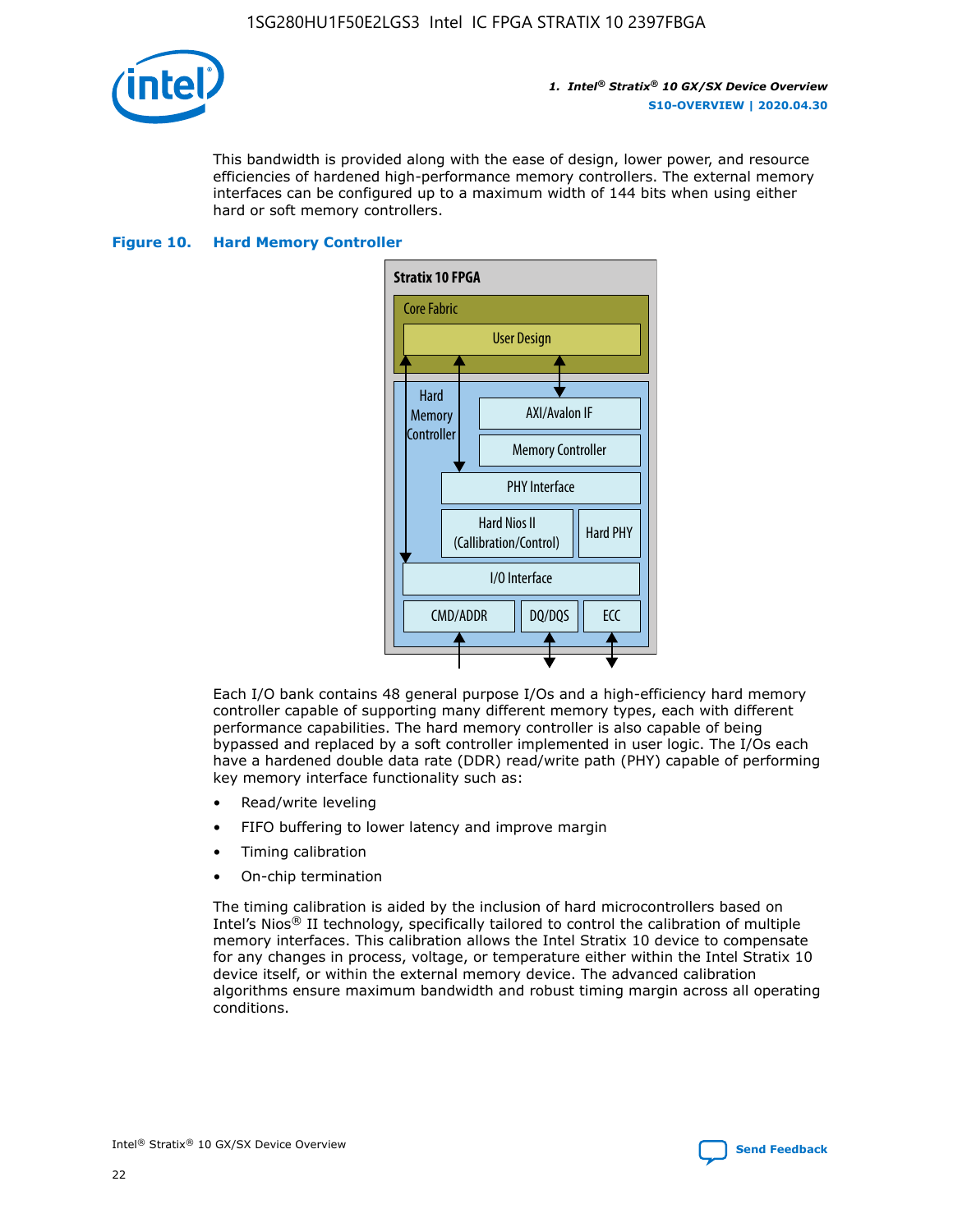This bandwidth is provided along with the ease of design, lower power, and resource efficiencies of hardened high-performance memory controllers. The external memory interfaces can be configured up to a maximum width of 144 bits when using either hard or soft memory controllers.

**Figure 10. Hard Memory Controller**

Each I/O bank contains 48 general purpose I/Os and a high-efficiency hard memory controller capable of supporting many different memory types, each with different performance capabilities. The hard memory controller is also capable of being bypassed and replaced by a soft controller implemented in user logic. The I/Os each have a hardened double data rate (DDR) read/write path (PHY) capable of performing key memory interface functionality such as:

- Read/write leveling
- FIFO buffering to lower latency and improve margin
- Timing calibration
- On-chip termination

The timing calibration is aided by the inclusion of hard microcontrollers based on Intel's Nios® II technology, specifically tailored to control the calibration of multiple memory interfaces. This calibration allows the Intel Stratix 10 device to compensate for any changes in process, voltage, or temperature either within the Intel Stratix 10 device itself, or within the external memory device. The advanced calibration algorithms ensure maximum bandwidth and robust timing margin across all operating conditions.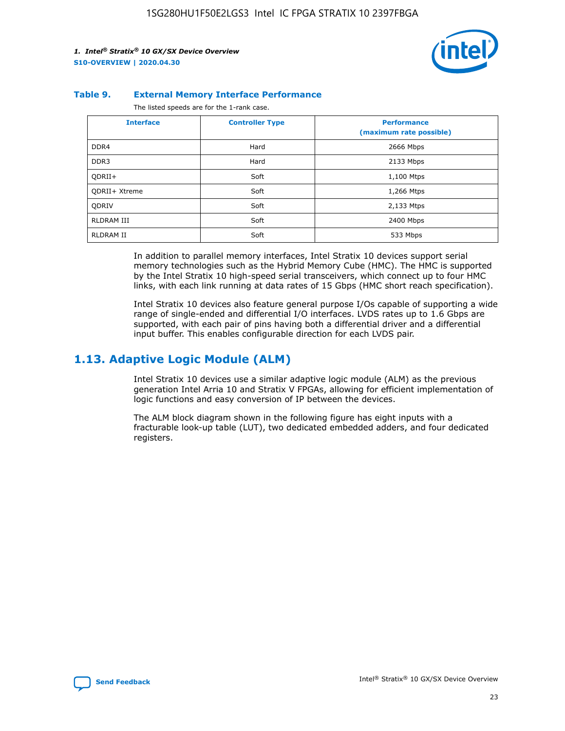**Table 9. External Memory Interface Performance**

The listed speeds are for the 1-rank case.

| Interface | Controller Type | Performance (maximum rate possible) |
|---|---|---|
| DDR4 | Hard | 2666 Mbps |
| DDR3 | Hard | 2133 Mbps |
| QDRII+ | Soft | 1,100 Mtps |
| QDRII+ Xtreme | Soft | 1,266 Mtps |
| QDRIV | Soft | 2,133 Mtps |
| RLDRAM III | Soft | 2400 Mbps |
| RLDRAM II | Soft | 533 Mbps |

In addition to parallel memory interfaces, Intel Stratix 10 devices support serial memory technologies such as the Hybrid Memory Cube (HMC). The HMC is supported by the Intel Stratix 10 high-speed serial transceivers, which connect up to four HMC links, with each link running at data rates of 15 Gbps (HMC short reach specification).

Intel Stratix 10 devices also feature general purpose I/Os capable of supporting a wide range of single-ended and differential I/O interfaces. LVDS rates up to 1.6 Gbps are supported, with each pair of pins having both a differential driver and a differential input buffer. This enables configurable direction for each LVDS pair.

## 1.13. Adaptive Logic Module (ALM)

Intel Stratix 10 devices use a similar adaptive logic module (ALM) as the previous generation Intel Arria 10 and Stratix V FPGAs, allowing for efficient implementation of logic functions and easy conversion of IP between the devices.

The ALM block diagram shown in the following figure has eight inputs with a fracturable look-up table (LUT), two dedicated embedded adders, and four dedicated registers.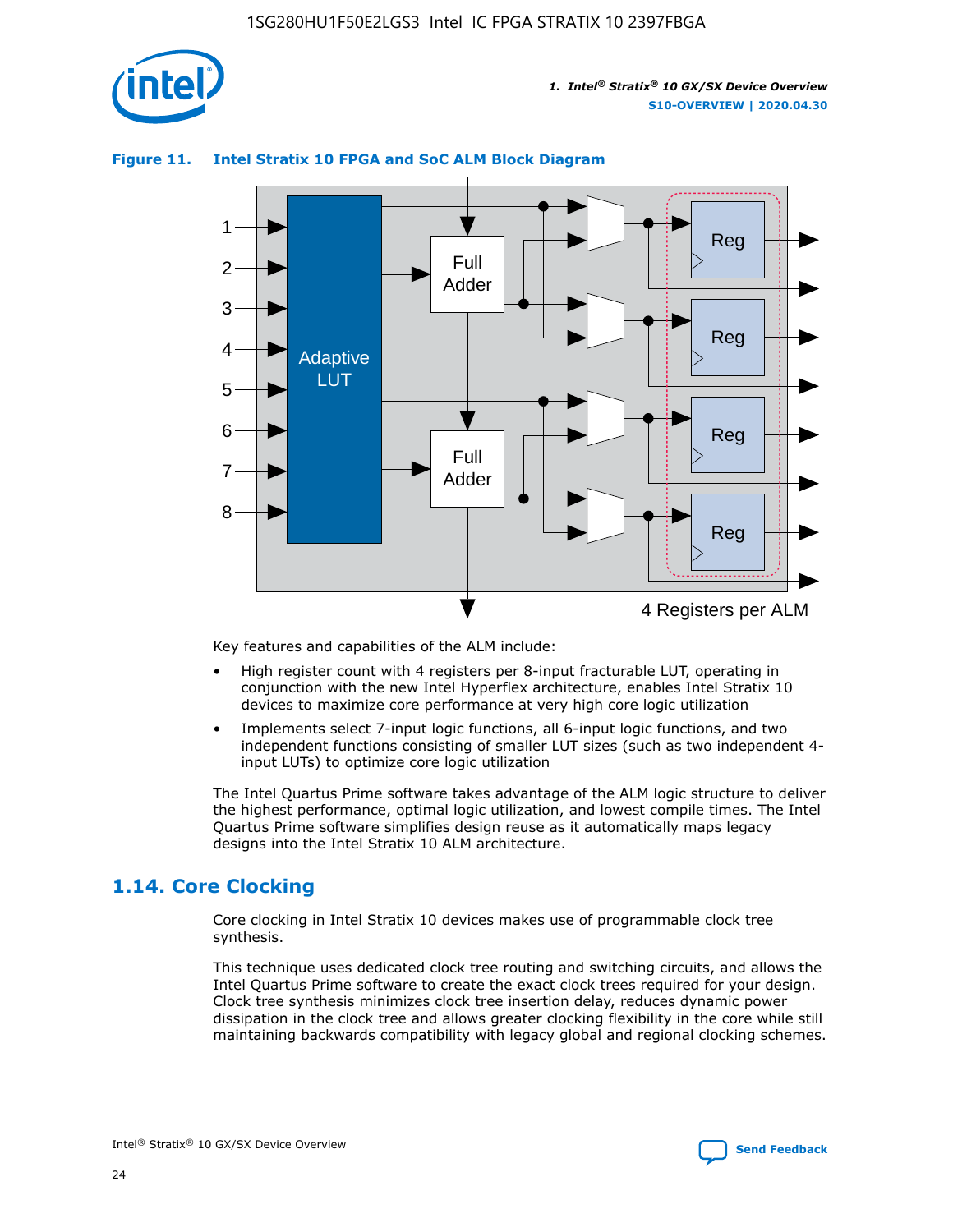**Figure 11. Intel Stratix 10 FPGA and SoC ALM Block Diagram**

Key features and capabilities of the ALM include:

- High register count with 4 registers per 8-input fracturable LUT, operating in conjunction with the new Intel Hyperflex architecture, enables Intel Stratix 10 devices to maximize core performance at very high core logic utilization
- Implements select 7-input logic functions, all 6-input logic functions, and two independent functions consisting of smaller LUT sizes (such as two independent 4-input LUTs) to optimize core logic utilization

The Intel Quartus Prime software takes advantage of the ALM logic structure to deliver the highest performance, optimal logic utilization, and lowest compile times. The Intel Quartus Prime software simplifies design reuse as it automatically maps legacy designs into the Intel Stratix 10 ALM architecture.

## 1.14. Core Clocking

Core clocking in Intel Stratix 10 devices makes use of programmable clock tree synthesis.

This technique uses dedicated clock tree routing and switching circuits, and allows the Intel Quartus Prime software to create the exact clock trees required for your design. Clock tree synthesis minimizes clock tree insertion delay, reduces dynamic power dissipation in the clock tree and allows greater clocking flexibility in the core while still maintaining backwards compatibility with legacy global and regional clocking schemes.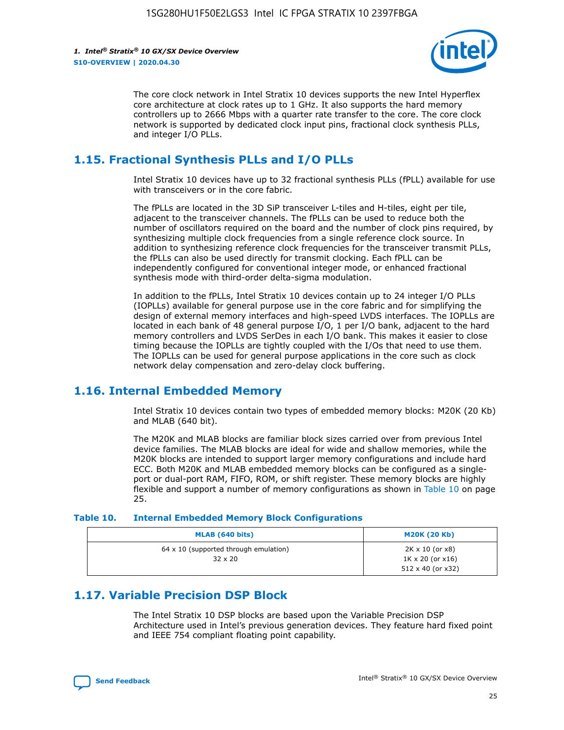The core clock network in Intel Stratix 10 devices supports the new Intel Hyperflex core architecture at clock rates up to 1 GHz. It also supports the hard memory controllers up to 2666 Mbps with a quarter rate transfer to the core. The core clock network is supported by dedicated clock input pins, fractional clock synthesis PLLs, and integer I/O PLLs.

## 1.15. Fractional Synthesis PLLs and I/O PLLs

Intel Stratix 10 devices have up to 32 fractional synthesis PLLs (fPLL) available for use with transceivers or in the core fabric.

The fPLLs are located in the 3D SiP transceiver L-tiles and H-tiles, eight per tile, adjacent to the transceiver channels. The fPLLs can be used to reduce both the number of oscillators required on the board and the number of clock pins required, by synthesizing multiple clock frequencies from a single reference clock source. In addition to synthesizing reference clock frequencies for the transceiver transmit PLLs, the fPLLs can also be used directly for transmit clocking. Each fPLL can be independently configured for conventional integer mode, or enhanced fractional synthesis mode with third-order delta-sigma modulation.

In addition to the fPLLs, Intel Stratix 10 devices contain up to 24 integer I/O PLLs (IOPLLs) available for general purpose use in the core fabric and for simplifying the design of external memory interfaces and high-speed LVDS interfaces. The IOPLLs are located in each bank of 48 general purpose I/O, 1 per I/O bank, adjacent to the hard memory controllers and LVDS SerDes in each I/O bank. This makes it easier to close timing because the IOPLLs are tightly coupled with the I/Os that need to use them. The IOPLLs can be used for general purpose applications in the core such as clock network delay compensation and zero-delay clock buffering.

## 1.16. Internal Embedded Memory

Intel Stratix 10 devices contain two types of embedded memory blocks: M20K (20 Kb) and MLAB (640 bit).

The M20K and MLAB blocks are familiar block sizes carried over from previous Intel device families. The MLAB blocks are ideal for wide and shallow memories, while the M20K blocks are intended to support larger memory configurations and include hard ECC. Both M20K and MLAB embedded memory blocks can be configured as a single-port or dual-port RAM, FIFO, ROM, or shift register. These memory blocks are highly flexible and support a number of memory configurations as shown in Table 10 on page 25.

**Table 10. Internal Embedded Memory Block Configurations**

| MLAB (640 bits) | M20K (20 Kb) |
|---|---|
| 64 x 10 (supported through emulation)<br>32 x 20 | 2K x 10 (or x8)<br>1K x 20 (or x16)<br>512 x 40 (or x32) |

## 1.17. Variable Precision DSP Block

The Intel Stratix 10 DSP blocks are based upon the Variable Precision DSP Architecture used in Intel's previous generation devices. They feature hard fixed point and IEEE 754 compliant floating point capability.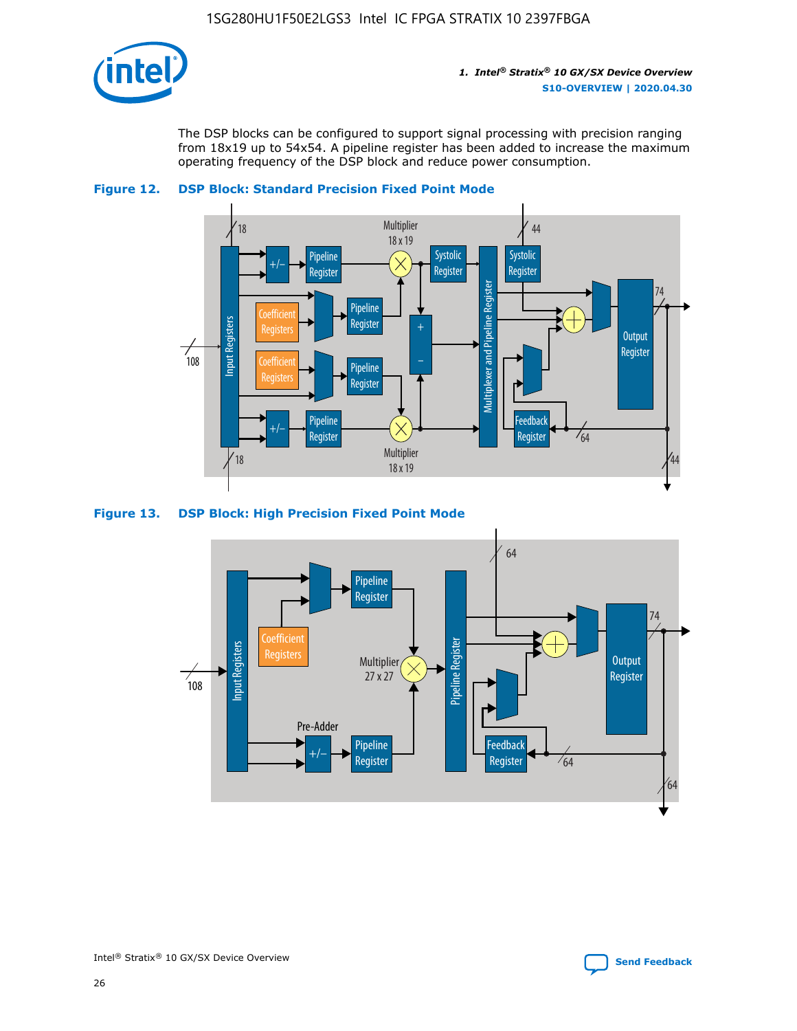The DSP blocks can be configured to support signal processing with precision ranging from 18x19 up to 54x54. A pipeline register has been added to increase the maximum operating frequency of the DSP block and reduce power consumption.

**Figure 12. DSP Block: Standard Precision Fixed Point Mode**

**Figure 13. DSP Block: High Precision Fixed Point Mode**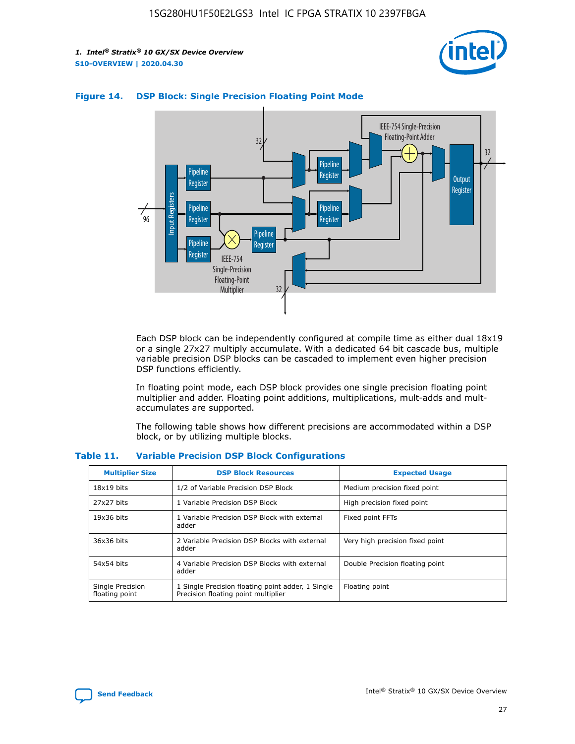**Figure 14. DSP Block: Single Precision Floating Point Mode**

Each DSP block can be independently configured at compile time as either dual 18x19 or a single 27x27 multiply accumulate. With a dedicated 64 bit cascade bus, multiple variable precision DSP blocks can be cascaded to implement even higher precision DSP functions efficiently.

In floating point mode, each DSP block provides one single precision floating point multiplier and adder. Floating point additions, multiplications, mult-adds and mult-accumulates are supported.

The following table shows how different precisions are accommodated within a DSP block, or by utilizing multiple blocks.

**Table 11. Variable Precision DSP Block Configurations**

| Multiplier Size | DSP Block Resources | Expected Usage |
|---|---|---|
| 18x19 bits | 1/2 of Variable Precision DSP Block | Medium precision fixed point |
| 27x27 bits | 1 Variable Precision DSP Block | High precision fixed point |
| 19x36 bits | 1 Variable Precision DSP Block with external adder | Fixed point FFTs |
| 36x36 bits | 2 Variable Precision DSP Blocks with external adder | Very high precision fixed point |
| 54x54 bits | 4 Variable Precision DSP Blocks with external adder | Double Precision floating point |
| Single Precision floating point | 1 Single Precision floating point adder, 1 Single Precision floating point multiplier | Floating point |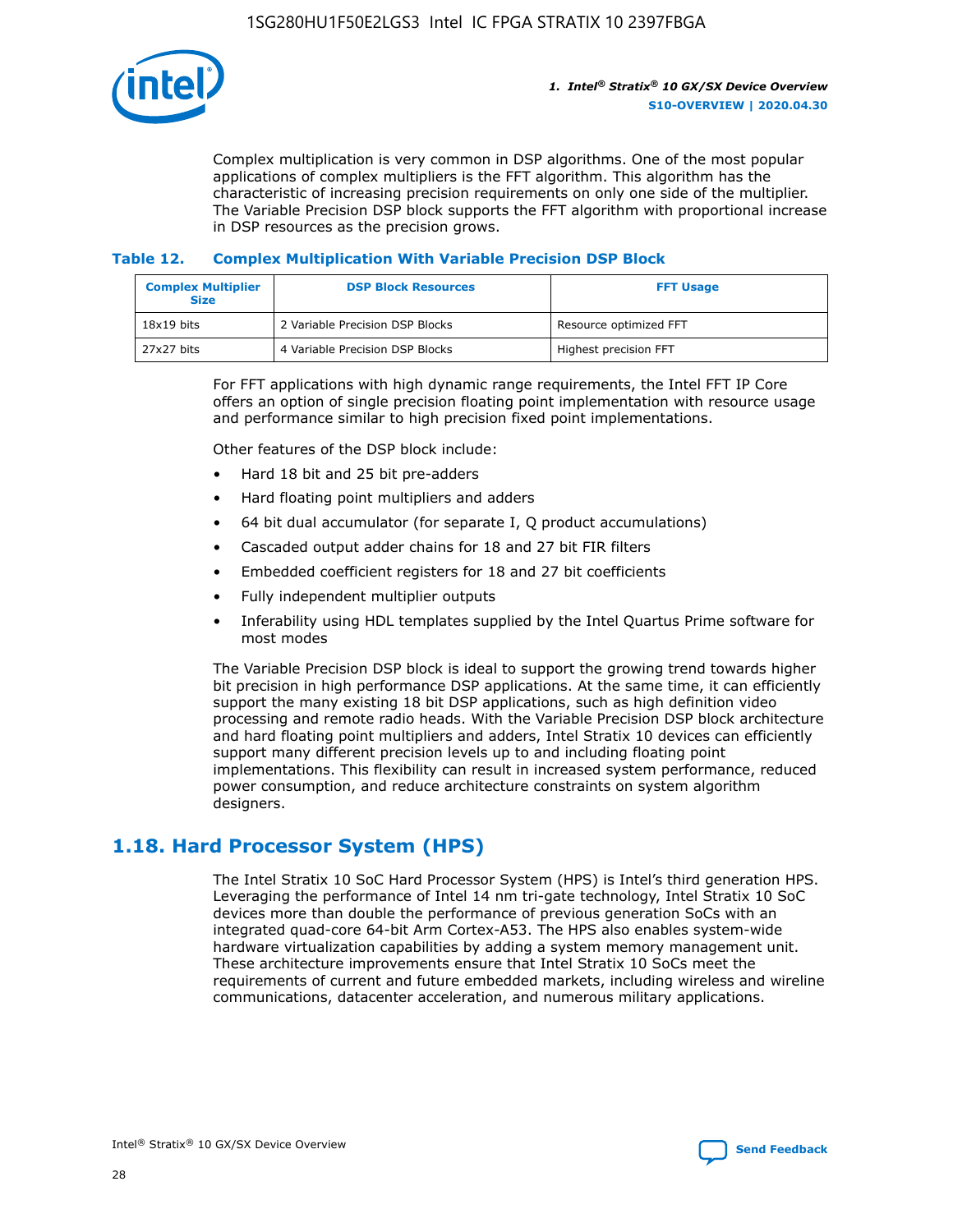Complex multiplication is very common in DSP algorithms. One of the most popular applications of complex multipliers is the FFT algorithm. This algorithm has the characteristic of increasing precision requirements on only one side of the multiplier. The Variable Precision DSP block supports the FFT algorithm with proportional increase in DSP resources as the precision grows.

**Table 12. Complex Multiplication With Variable Precision DSP Block**

| Complex Multiplier Size | DSP Block Resources | FFT Usage |
|---|---|---|
| 18x19 bits | 2 Variable Precision DSP Blocks | Resource optimized FFT |
| 27x27 bits | 4 Variable Precision DSP Blocks | Highest precision FFT |

For FFT applications with high dynamic range requirements, the Intel FFT IP Core offers an option of single precision floating point implementation with resource usage and performance similar to high precision fixed point implementations.

Other features of the DSP block include:

- Hard 18 bit and 25 bit pre-adders
- Hard floating point multipliers and adders
- 64 bit dual accumulator (for separate I, Q product accumulations)
- Cascaded output adder chains for 18 and 27 bit FIR filters
- Embedded coefficient registers for 18 and 27 bit coefficients
- Fully independent multiplier outputs
- Inferability using HDL templates supplied by the Intel Quartus Prime software for most modes

The Variable Precision DSP block is ideal to support the growing trend towards higher bit precision in high performance DSP applications. At the same time, it can efficiently support the many existing 18 bit DSP applications, such as high definition video processing and remote radio heads. With the Variable Precision DSP block architecture and hard floating point multipliers and adders, Intel Stratix 10 devices can efficiently support many different precision levels up to and including floating point implementations. This flexibility can result in increased system performance, reduced power consumption, and reduce architecture constraints on system algorithm designers.

## 1.18. Hard Processor System (HPS)

The Intel Stratix 10 SoC Hard Processor System (HPS) is Intel's third generation HPS. Leveraging the performance of Intel 14 nm tri-gate technology, Intel Stratix 10 SoC devices more than double the performance of previous generation SoCs with an integrated quad-core 64-bit Arm Cortex-A53. The HPS also enables system-wide hardware virtualization capabilities by adding a system memory management unit. These architecture improvements ensure that Intel Stratix 10 SoCs meet the requirements of current and future embedded markets, including wireless and wireline communications, datacenter acceleration, and numerous military applications.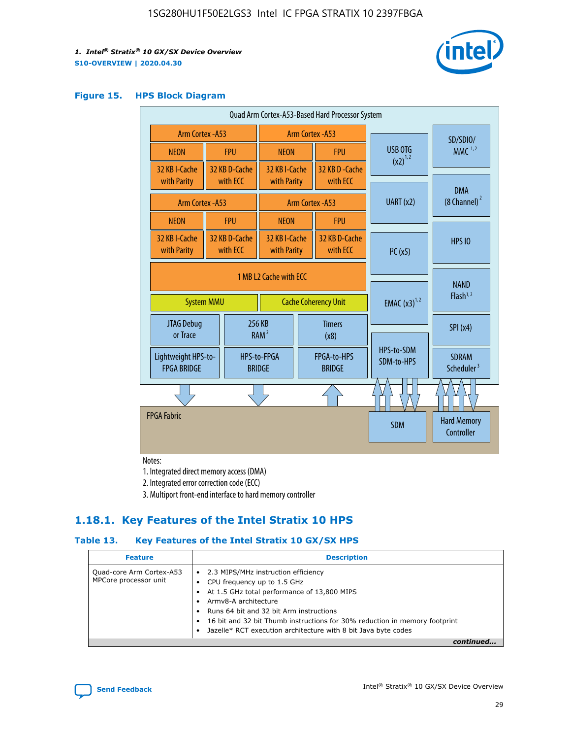## Figure 15. HPS Block Diagram

Quad Arm Cortex-A53-Based Hard Processor System

| Arm Cortex -A53 | | Arm Cortex -A53 | |
|---|---|---|---|
| NEON | FPU | NEON | FPU |
| 32 KB I-Cache with Parity | 32 KB D-Cache with ECC | 32 KB I-Cache with Parity | 32 KB D-Cache with ECC |
| Arm Cortex -A53 | | Arm Cortex -A53 | |
| NEON | FPU | NEON | FPU |
| 32 KB I-Cache with Parity | 32 KB D-Cache with ECC | 32 KB I-Cache with Parity | 32 KB D-Cache with ECC |

1 MB L2 Cache with ECC

System MMU | Cache Coherency Unit

JTAG Debug or Trace | 256 KB RAM [2] | Timers (x8)

Lightweight HPS-to-FPGA BRIDGE | HPS-to-FPGA BRIDGE | FPGA-to-HPS BRIDGE

USB OTG (x2) [1,2] | UART (x2) | I²C (x5) | EMAC (x3) [1,2] | HPS-to-SDM SDM-to-HPS

SD/SDIO/MMC [1,2] | DMA (8 Channel) [2] | HPS IO | NAND Flash [1,2] | SPI (x4) | SDRAM Scheduler [3]

FPGA Fabric | SDM | Hard Memory Controller

Notes:

1. Integrated direct memory access (DMA)
2. Integrated error correction code (ECC)
3. Multiport front-end interface to hard memory controller

### 1.18.1. Key Features of the Intel Stratix 10 HPS

#### Table 13. Key Features of the Intel Stratix 10 GX/SX HPS

| Feature | Description |
|---|---|
| Quad-core Arm Cortex-A53 MPCore processor unit | • 2.3 MIPS/MHz instruction efficiency<br>• CPU frequency up to 1.5 GHz<br>• At 1.5 GHz total performance of 13,800 MIPS<br>• Armv8-A architecture<br>• Runs 64 bit and 32 bit Arm instructions<br>• 16 bit and 32 bit Thumb instructions for 30% reduction in memory footprint<br>• Jazelle* RCT execution architecture with 8 bit Java byte codes |

*continued...*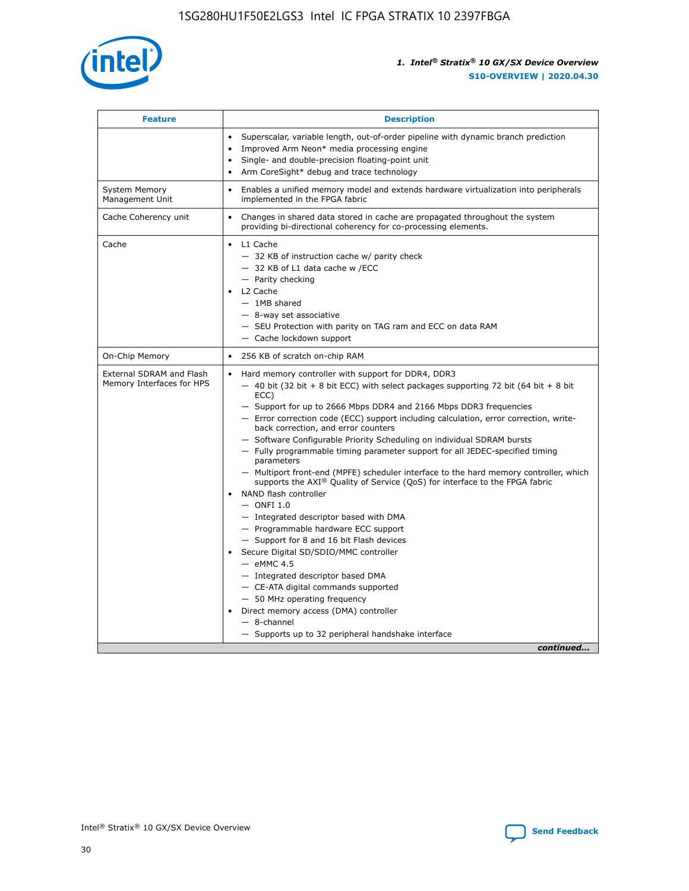| Feature | Description |
| --- | --- |
| | • Superscalar, variable length, out-of-order pipeline with dynamic branch prediction<br>• Improved Arm Neon* media processing engine<br>• Single- and double-precision floating-point unit<br>• Arm CoreSight* debug and trace technology |
| System Memory Management Unit | • Enables a unified memory model and extends hardware virtualization into peripherals implemented in the FPGA fabric |
| Cache Coherency unit | • Changes in shared data stored in cache are propagated throughout the system providing bi-directional coherency for co-processing elements. |
| Cache | • L1 Cache<br>— 32 KB of instruction cache w/ parity check<br>— 32 KB of L1 data cache w /ECC<br>— Parity checking<br>• L2 Cache<br>— 1MB shared<br>— 8-way set associative<br>— SEU Protection with parity on TAG ram and ECC on data RAM<br>— Cache lockdown support |
| On-Chip Memory | • 256 KB of scratch on-chip RAM |
| External SDRAM and Flash Memory Interfaces for HPS | • Hard memory controller with support for DDR4, DDR3<br>— 40 bit (32 bit + 8 bit ECC) with select packages supporting 72 bit (64 bit + 8 bit ECC)<br>— Support for up to 2666 Mbps DDR4 and 2166 Mbps DDR3 frequencies<br>— Error correction code (ECC) support including calculation, error correction, write-back correction, and error counters<br>— Software Configurable Priority Scheduling on individual SDRAM bursts<br>— Fully programmable timing parameter support for all JEDEC-specified timing parameters<br>— Multiport front-end (MPFE) scheduler interface to the hard memory controller, which supports the AXI® Quality of Service (QoS) for interface to the FPGA fabric<br>• NAND flash controller<br>— ONFI 1.0<br>— Integrated descriptor based with DMA<br>— Programmable hardware ECC support<br>— Support for 8 and 16 bit Flash devices<br>• Secure Digital SD/SDIO/MMC controller<br>— eMMC 4.5<br>— Integrated descriptor based DMA<br>— CE-ATA digital commands supported<br>— 50 MHz operating frequency<br>• Direct memory access (DMA) controller<br>— 8-channel<br>— Supports up to 32 peripheral handshake interface |

*continued...*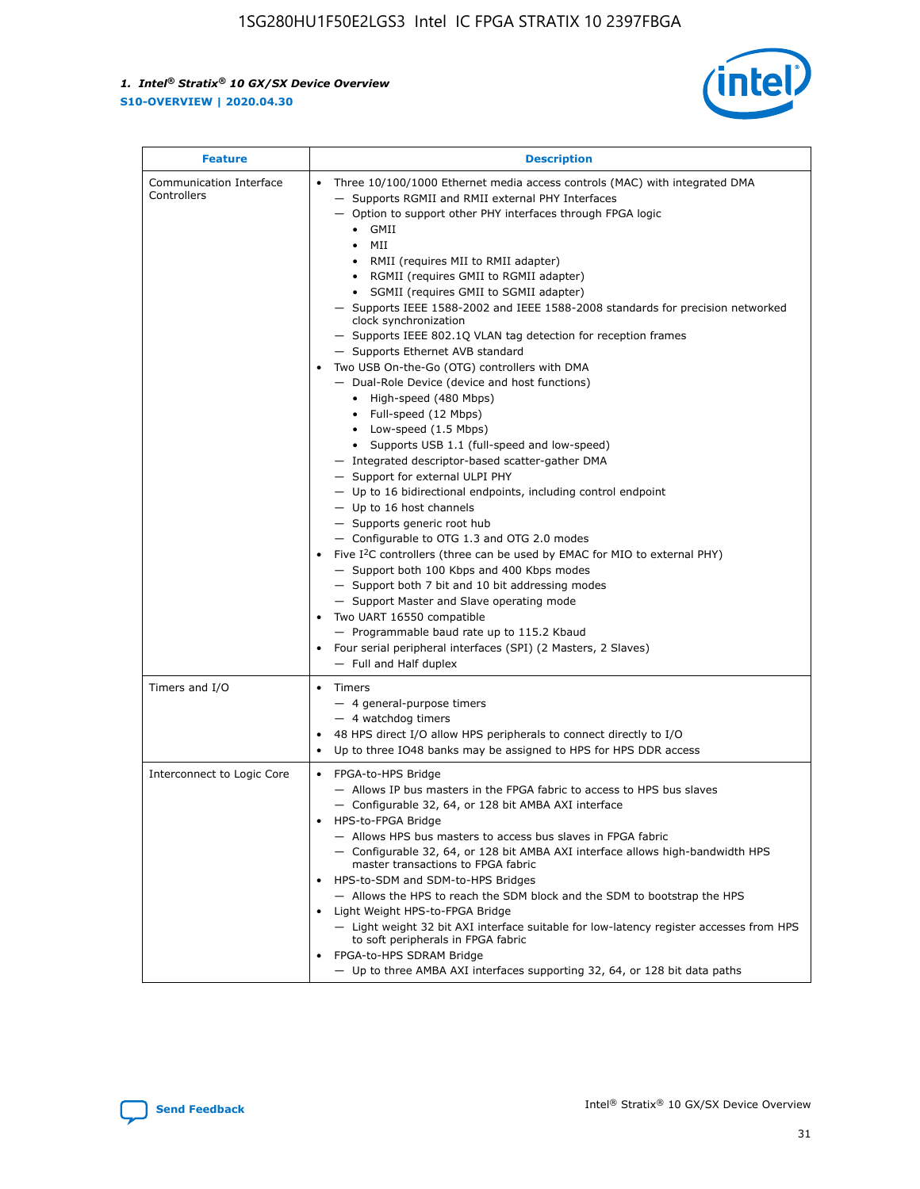| Feature | Description |
| --- | --- |
| Communication Interface Controllers | • Three 10/100/1000 Ethernet media access controls (MAC) with integrated DMA<br>— Supports RGMII and RMII external PHY Interfaces<br>— Option to support other PHY interfaces through FPGA logic<br>• GMII<br>• MII<br>• RMII (requires MII to RMII adapter)<br>• RGMII (requires GMII to RGMII adapter)<br>• SGMII (requires GMII to SGMII adapter)<br>— Supports IEEE 1588-2002 and IEEE 1588-2008 standards for precision networked clock synchronization<br>— Supports IEEE 802.1Q VLAN tag detection for reception frames<br>— Supports Ethernet AVB standard<br>• Two USB On-the-Go (OTG) controllers with DMA<br>— Dual-Role Device (device and host functions)<br>• High-speed (480 Mbps)<br>• Full-speed (12 Mbps)<br>• Low-speed (1.5 Mbps)<br>• Supports USB 1.1 (full-speed and low-speed)<br>— Integrated descriptor-based scatter-gather DMA<br>— Support for external ULPI PHY<br>— Up to 16 bidirectional endpoints, including control endpoint<br>— Up to 16 host channels<br>— Supports generic root hub<br>— Configurable to OTG 1.3 and OTG 2.0 modes<br>• Five $I^2C$ controllers (three can be used by EMAC for MIO to external PHY)<br>— Support both 100 Kbps and 400 Kbps modes<br>— Support both 7 bit and 10 bit addressing modes<br>— Support Master and Slave operating mode<br>• Two UART 16550 compatible<br>— Programmable baud rate up to 115.2 Kbaud<br>• Four serial peripheral interfaces (SPI) (2 Masters, 2 Slaves)<br>— Full and Half duplex |
| Timers and I/O | • Timers<br>— 4 general-purpose timers<br>— 4 watchdog timers<br>• 48 HPS direct I/O allow HPS peripherals to connect directly to I/O<br>• Up to three IO48 banks may be assigned to HPS for HPS DDR access |
| Interconnect to Logic Core | • FPGA-to-HPS Bridge<br>— Allows IP bus masters in the FPGA fabric to access to HPS bus slaves<br>— Configurable 32, 64, or 128 bit AMBA AXI interface<br>• HPS-to-FPGA Bridge<br>— Allows HPS bus masters to access bus slaves in FPGA fabric<br>— Configurable 32, 64, or 128 bit AMBA AXI interface allows high-bandwidth HPS master transactions to FPGA fabric<br>• HPS-to-SDM and SDM-to-HPS Bridges<br>— Allows the HPS to reach the SDM block and the SDM to bootstrap the HPS<br>• Light Weight HPS-to-FPGA Bridge<br>— Light weight 32 bit AXI interface suitable for low-latency register accesses from HPS to soft peripherals in FPGA fabric<br>• FPGA-to-HPS SDRAM Bridge<br>— Up to three AMBA AXI interfaces supporting 32, 64, or 128 bit data paths |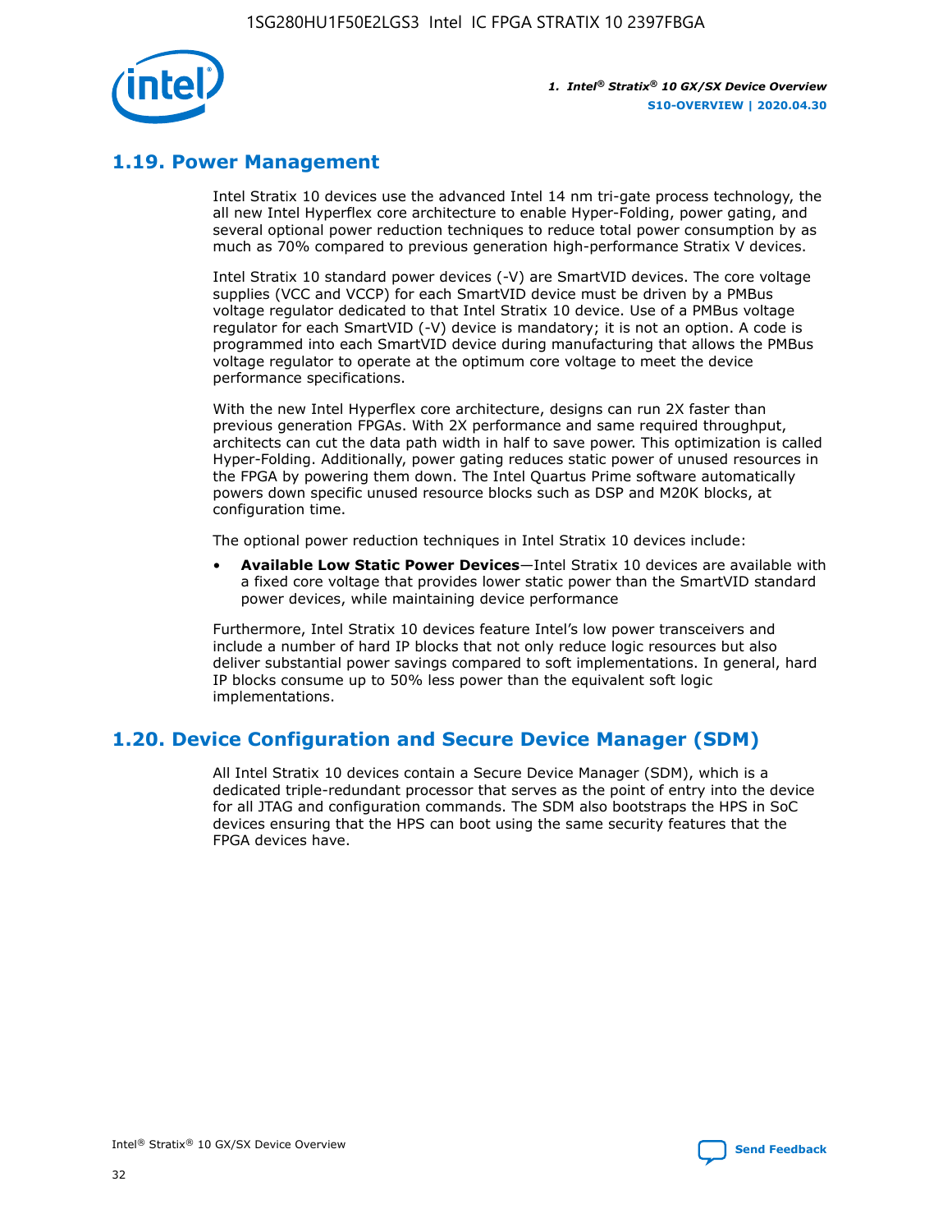## 1.19. Power Management

Intel Stratix 10 devices use the advanced Intel 14 nm tri-gate process technology, the all new Intel Hyperflex core architecture to enable Hyper-Folding, power gating, and several optional power reduction techniques to reduce total power consumption by as much as 70% compared to previous generation high-performance Stratix V devices.

Intel Stratix 10 standard power devices (-V) are SmartVID devices. The core voltage supplies (VCC and VCCP) for each SmartVID device must be driven by a PMBus voltage regulator dedicated to that Intel Stratix 10 device. Use of a PMBus voltage regulator for each SmartVID (-V) device is mandatory; it is not an option. A code is programmed into each SmartVID device during manufacturing that allows the PMBus voltage regulator to operate at the optimum core voltage to meet the device performance specifications.

With the new Intel Hyperflex core architecture, designs can run 2X faster than previous generation FPGAs. With 2X performance and same required throughput, architects can cut the data path width in half to save power. This optimization is called Hyper-Folding. Additionally, power gating reduces static power of unused resources in the FPGA by powering them down. The Intel Quartus Prime software automatically powers down specific unused resource blocks such as DSP and M20K blocks, at configuration time.

The optional power reduction techniques in Intel Stratix 10 devices include:

- **Available Low Static Power Devices**—Intel Stratix 10 devices are available with a fixed core voltage that provides lower static power than the SmartVID standard power devices, while maintaining device performance

Furthermore, Intel Stratix 10 devices feature Intel's low power transceivers and include a number of hard IP blocks that not only reduce logic resources but also deliver substantial power savings compared to soft implementations. In general, hard IP blocks consume up to 50% less power than the equivalent soft logic implementations.

## 1.20. Device Configuration and Secure Device Manager (SDM)

All Intel Stratix 10 devices contain a Secure Device Manager (SDM), which is a dedicated triple-redundant processor that serves as the point of entry into the device for all JTAG and configuration commands. The SDM also bootstraps the HPS in SoC devices ensuring that the HPS can boot using the same security features that the FPGA devices have.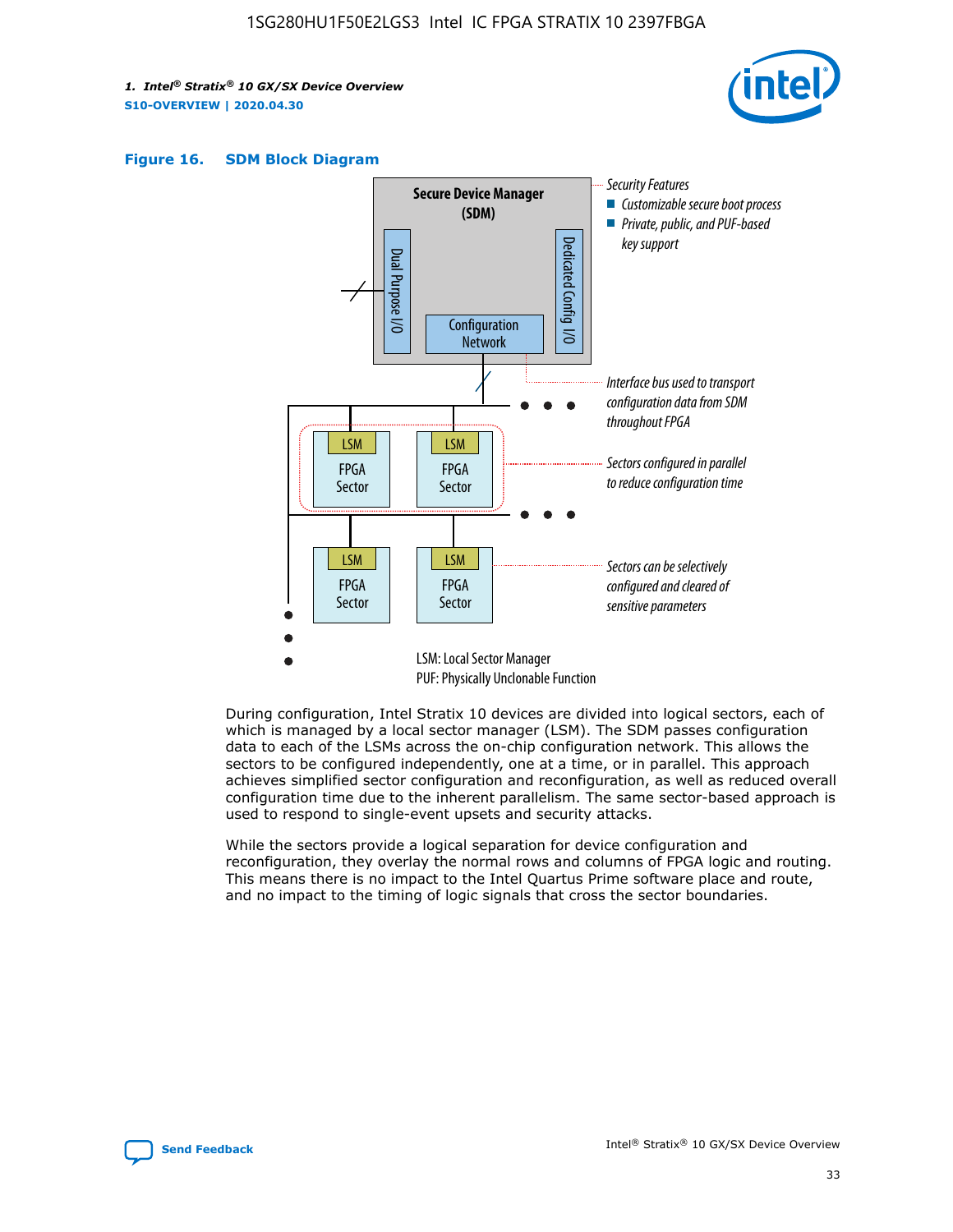**Figure 16. SDM Block Diagram**

Secure Device Manager (SDM)

Dual Purpose I/O

Configuration Network

Dedicated Config I/O

*Security Features*
- *Customizable secure boot process*
- *Private, public, and PUF-based key support*

*Interface bus used to transport configuration data from SDM throughout FPGA*

*Sectors configured in parallel to reduce configuration time*

*Sectors can be selectively configured and cleared of sensitive parameters*

LSM: Local Sector Manager
PUF: Physically Unclonable Function

During configuration, Intel Stratix 10 devices are divided into logical sectors, each of which is managed by a local sector manager (LSM). The SDM passes configuration data to each of the LSMs across the on-chip configuration network. This allows the sectors to be configured independently, one at a time, or in parallel. This approach achieves simplified sector configuration and reconfiguration, as well as reduced overall configuration time due to the inherent parallelism. The same sector-based approach is used to respond to single-event upsets and security attacks.

While the sectors provide a logical separation for device configuration and reconfiguration, they overlay the normal rows and columns of FPGA logic and routing. This means there is no impact to the Intel Quartus Prime software place and route, and no impact to the timing of logic signals that cross the sector boundaries.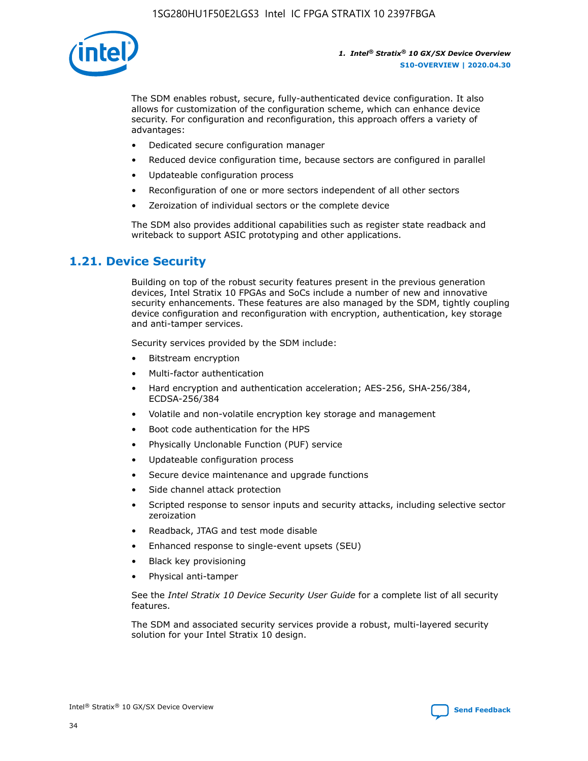The SDM enables robust, secure, fully-authenticated device configuration. It also allows for customization of the configuration scheme, which can enhance device security. For configuration and reconfiguration, this approach offers a variety of advantages:

- Dedicated secure configuration manager
- Reduced device configuration time, because sectors are configured in parallel
- Updateable configuration process
- Reconfiguration of one or more sectors independent of all other sectors
- Zeroization of individual sectors or the complete device

The SDM also provides additional capabilities such as register state readback and writeback to support ASIC prototyping and other applications.

## 1.21. Device Security

Building on top of the robust security features present in the previous generation devices, Intel Stratix 10 FPGAs and SoCs include a number of new and innovative security enhancements. These features are also managed by the SDM, tightly coupling device configuration and reconfiguration with encryption, authentication, key storage and anti-tamper services.

Security services provided by the SDM include:

- Bitstream encryption
- Multi-factor authentication
- Hard encryption and authentication acceleration; AES-256, SHA-256/384, ECDSA-256/384
- Volatile and non-volatile encryption key storage and management
- Boot code authentication for the HPS
- Physically Unclonable Function (PUF) service
- Updateable configuration process
- Secure device maintenance and upgrade functions
- Side channel attack protection
- Scripted response to sensor inputs and security attacks, including selective sector zeroization
- Readback, JTAG and test mode disable
- Enhanced response to single-event upsets (SEU)
- Black key provisioning
- Physical anti-tamper

See the *Intel Stratix 10 Device Security User Guide* for a complete list of all security features.

The SDM and associated security services provide a robust, multi-layered security solution for your Intel Stratix 10 design.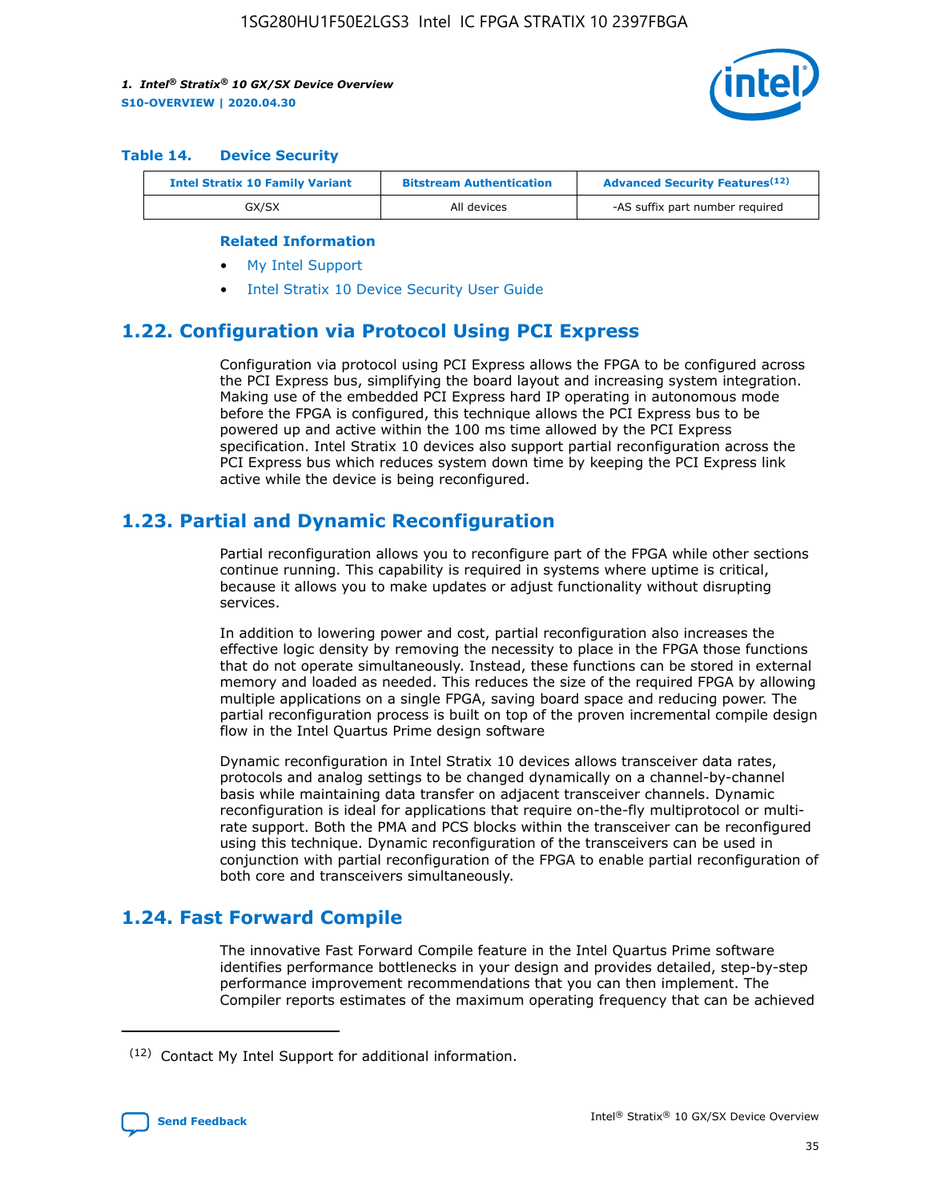#### Table 14. Device Security

| Intel Stratix 10 Family Variant | Bitstream Authentication | Advanced Security Features[12] |
|---|---|---|
| GX/SX | All devices | -AS suffix part number required |

**Related Information**

- My Intel Support
- Intel Stratix 10 Device Security User Guide

## 1.22. Configuration via Protocol Using PCI Express

Configuration via protocol using PCI Express allows the FPGA to be configured across the PCI Express bus, simplifying the board layout and increasing system integration. Making use of the embedded PCI Express hard IP operating in autonomous mode before the FPGA is configured, this technique allows the PCI Express bus to be powered up and active within the 100 ms time allowed by the PCI Express specification. Intel Stratix 10 devices also support partial reconfiguration across the PCI Express bus which reduces system down time by keeping the PCI Express link active while the device is being reconfigured.

## 1.23. Partial and Dynamic Reconfiguration

Partial reconfiguration allows you to reconfigure part of the FPGA while other sections continue running. This capability is required in systems where uptime is critical, because it allows you to make updates or adjust functionality without disrupting services.

In addition to lowering power and cost, partial reconfiguration also increases the effective logic density by removing the necessity to place in the FPGA those functions that do not operate simultaneously. Instead, these functions can be stored in external memory and loaded as needed. This reduces the size of the required FPGA by allowing multiple applications on a single FPGA, saving board space and reducing power. The partial reconfiguration process is built on top of the proven incremental compile design flow in the Intel Quartus Prime design software

Dynamic reconfiguration in Intel Stratix 10 devices allows transceiver data rates, protocols and analog settings to be changed dynamically on a channel-by-channel basis while maintaining data transfer on adjacent transceiver channels. Dynamic reconfiguration is ideal for applications that require on-the-fly multiprotocol or multi-rate support. Both the PMA and PCS blocks within the transceiver can be reconfigured using this technique. Dynamic reconfiguration of the transceivers can be used in conjunction with partial reconfiguration of the FPGA to enable partial reconfiguration of both core and transceivers simultaneously.

## 1.24. Fast Forward Compile

The innovative Fast Forward Compile feature in the Intel Quartus Prime software identifies performance bottlenecks in your design and provides detailed, step-by-step performance improvement recommendations that you can then implement. The Compiler reports estimates of the maximum operating frequency that can be achieved

[12] Contact My Intel Support for additional information.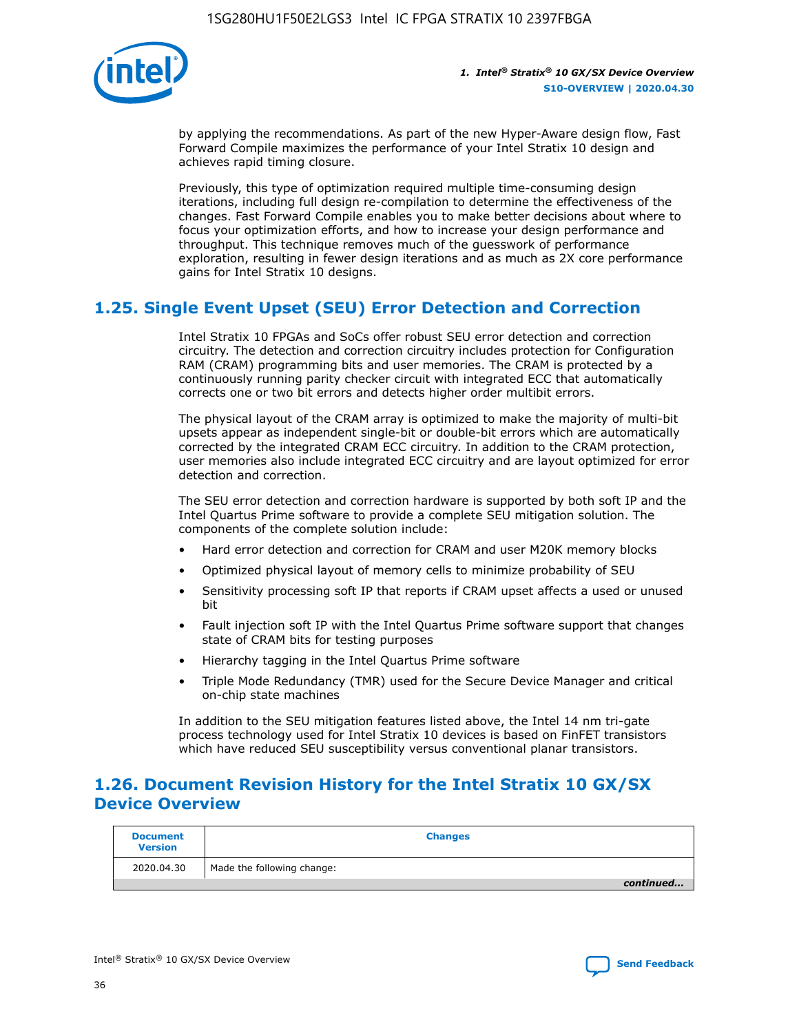by applying the recommendations. As part of the new Hyper-Aware design flow, Fast Forward Compile maximizes the performance of your Intel Stratix 10 design and achieves rapid timing closure.

Previously, this type of optimization required multiple time-consuming design iterations, including full design re-compilation to determine the effectiveness of the changes. Fast Forward Compile enables you to make better decisions about where to focus your optimization efforts, and how to increase your design performance and throughput. This technique removes much of the guesswork of performance exploration, resulting in fewer design iterations and as much as 2X core performance gains for Intel Stratix 10 designs.

## 1.25. Single Event Upset (SEU) Error Detection and Correction

Intel Stratix 10 FPGAs and SoCs offer robust SEU error detection and correction circuitry. The detection and correction circuitry includes protection for Configuration RAM (CRAM) programming bits and user memories. The CRAM is protected by a continuously running parity checker circuit with integrated ECC that automatically corrects one or two bit errors and detects higher order multibit errors.

The physical layout of the CRAM array is optimized to make the majority of multi-bit upsets appear as independent single-bit or double-bit errors which are automatically corrected by the integrated CRAM ECC circuitry. In addition to the CRAM protection, user memories also include integrated ECC circuitry and are layout optimized for error detection and correction.

The SEU error detection and correction hardware is supported by both soft IP and the Intel Quartus Prime software to provide a complete SEU mitigation solution. The components of the complete solution include:

- Hard error detection and correction for CRAM and user M20K memory blocks
- Optimized physical layout of memory cells to minimize probability of SEU
- Sensitivity processing soft IP that reports if CRAM upset affects a used or unused bit
- Fault injection soft IP with the Intel Quartus Prime software support that changes state of CRAM bits for testing purposes
- Hierarchy tagging in the Intel Quartus Prime software
- Triple Mode Redundancy (TMR) used for the Secure Device Manager and critical on-chip state machines

In addition to the SEU mitigation features listed above, the Intel 14 nm tri-gate process technology used for Intel Stratix 10 devices is based on FinFET transistors which have reduced SEU susceptibility versus conventional planar transistors.

## 1.26. Document Revision History for the Intel Stratix 10 GX/SX Device Overview

| Document Version | Changes |
| --- | --- |
| 2020.04.30 | Made the following change: |
| | *continued...* |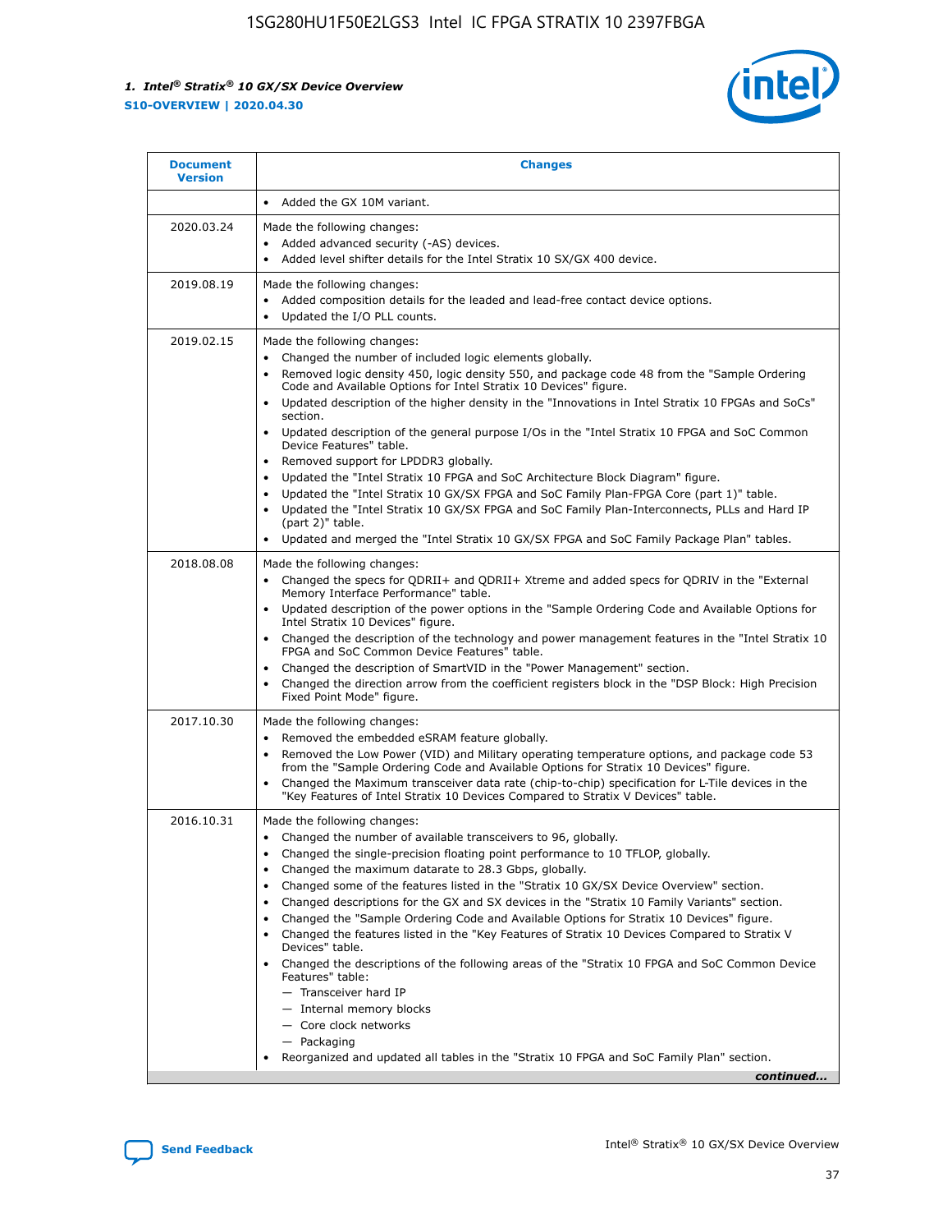| Document Version | Changes |
| --- | --- |
| | • Added the GX 10M variant. |
| 2020.03.24 | Made the following changes:<br>• Added advanced security (-AS) devices.<br>• Added level shifter details for the Intel Stratix 10 SX/GX 400 device. |
| 2019.08.19 | Made the following changes:<br>• Added composition details for the leaded and lead-free contact device options.<br>• Updated the I/O PLL counts. |
| 2019.02.15 | Made the following changes:<br>• Changed the number of included logic elements globally.<br>• Removed logic density 450, logic density 550, and package code 48 from the "Sample Ordering Code and Available Options for Intel Stratix 10 Devices" figure.<br>• Updated description of the higher density in the "Innovations in Intel Stratix 10 FPGAs and SoCs" section.<br>• Updated description of the general purpose I/Os in the "Intel Stratix 10 FPGA and SoC Common Device Features" table.<br>• Removed support for LPDDR3 globally.<br>• Updated the "Intel Stratix 10 FPGA and SoC Architecture Block Diagram" figure.<br>• Updated the "Intel Stratix 10 GX/SX FPGA and SoC Family Plan-FPGA Core (part 1)" table.<br>• Updated the "Intel Stratix 10 GX/SX FPGA and SoC Family Plan-Interconnects, PLLs and Hard IP (part 2)" table.<br>• Updated and merged the "Intel Stratix 10 GX/SX FPGA and SoC Family Package Plan" tables. |
| 2018.08.08 | Made the following changes:<br>• Changed the specs for QDRII+ and QDRII+ Xtreme and added specs for QDRIV in the "External Memory Interface Performance" table.<br>• Updated description of the power options in the "Sample Ordering Code and Available Options for Intel Stratix 10 Devices" figure.<br>• Changed the description of the technology and power management features in the "Intel Stratix 10 FPGA and SoC Common Device Features" table.<br>• Changed the description of SmartVID in the "Power Management" section.<br>• Changed the direction arrow from the coefficient registers block in the "DSP Block: High Precision Fixed Point Mode" figure. |
| 2017.10.30 | Made the following changes:<br>• Removed the embedded eSRAM feature globally.<br>• Removed the Low Power (VID) and Military operating temperature options, and package code 53 from the "Sample Ordering Code and Available Options for Stratix 10 Devices" figure.<br>• Changed the Maximum transceiver data rate (chip-to-chip) specification for L-Tile devices in the "Key Features of Intel Stratix 10 Devices Compared to Stratix V Devices" table. |
| 2016.10.31 | Made the following changes:<br>• Changed the number of available transceivers to 96, globally.<br>• Changed the single-precision floating point performance to 10 TFLOP, globally.<br>• Changed the maximum datarate to 28.3 Gbps, globally.<br>• Changed some of the features listed in the "Stratix 10 GX/SX Device Overview" section.<br>• Changed descriptions for the GX and SX devices in the "Stratix 10 Family Variants" section.<br>• Changed the "Sample Ordering Code and Available Options for Stratix 10 Devices" figure.<br>• Changed the features listed in the "Key Features of Stratix 10 Devices Compared to Stratix V Devices" table.<br>• Changed the descriptions of the following areas of the "Stratix 10 FPGA and SoC Common Device Features" table:<br>  — Transceiver hard IP<br>  — Internal memory blocks<br>  — Core clock networks<br>  — Packaging<br>• Reorganized and updated all tables in the "Stratix 10 FPGA and SoC Family Plan" section. |

*continued...*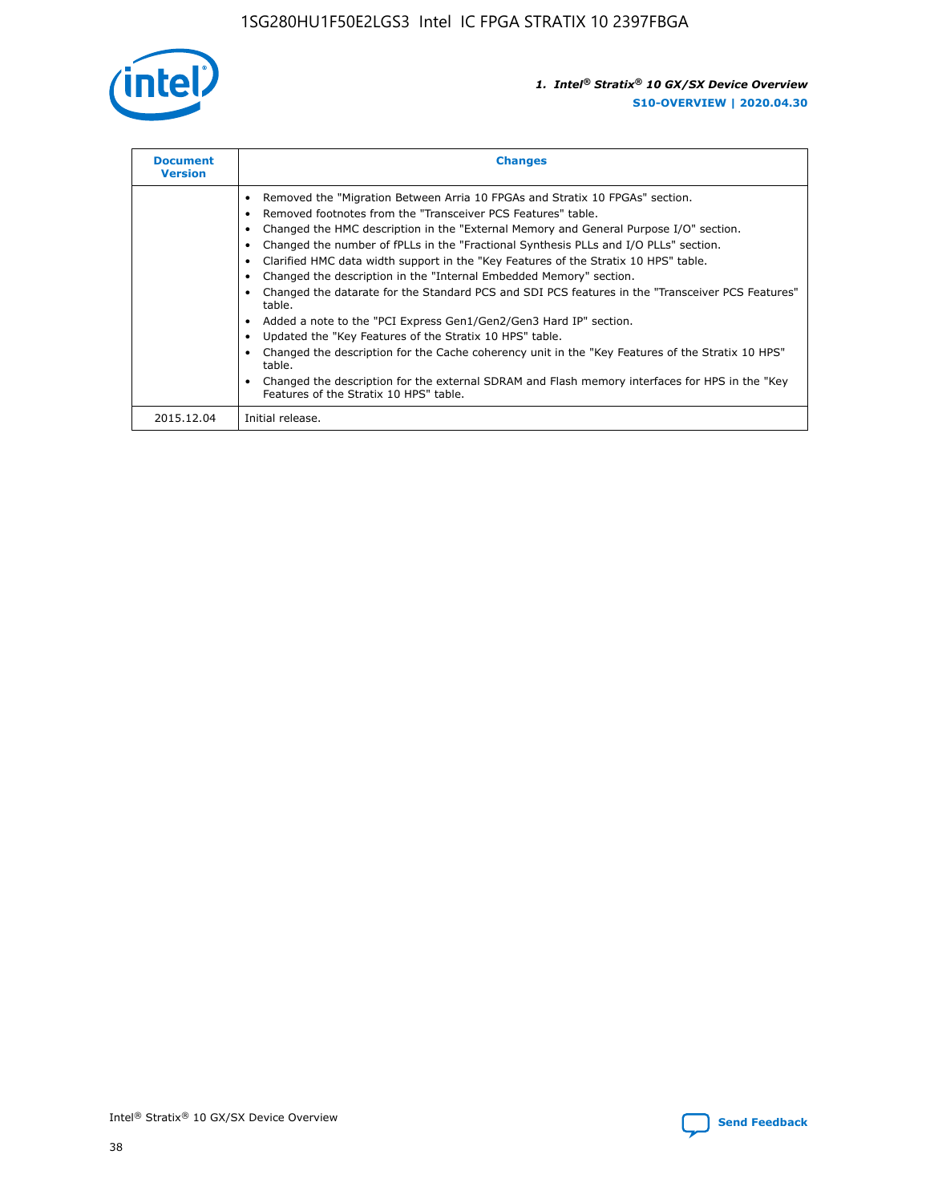| Document Version | Changes |
| --- | --- |
| | • Removed the "Migration Between Arria 10 FPGAs and Stratix 10 FPGAs" section.<br>• Removed footnotes from the "Transceiver PCS Features" table.<br>• Changed the HMC description in the "External Memory and General Purpose I/O" section.<br>• Changed the number of fPLLs in the "Fractional Synthesis PLLs and I/O PLLs" section.<br>• Clarified HMC data width support in the "Key Features of the Stratix 10 HPS" table.<br>• Changed the description in the "Internal Embedded Memory" section.<br>• Changed the datarate for the Standard PCS and SDI PCS features in the "Transceiver PCS Features" table.<br>• Added a note to the "PCI Express Gen1/Gen2/Gen3 Hard IP" section.<br>• Updated the "Key Features of the Stratix 10 HPS" table.<br>• Changed the description for the Cache coherency unit in the "Key Features of the Stratix 10 HPS" table.<br>• Changed the description for the external SDRAM and Flash memory interfaces for HPS in the "Key Features of the Stratix 10 HPS" table. |
| 2015.12.04 | Initial release. |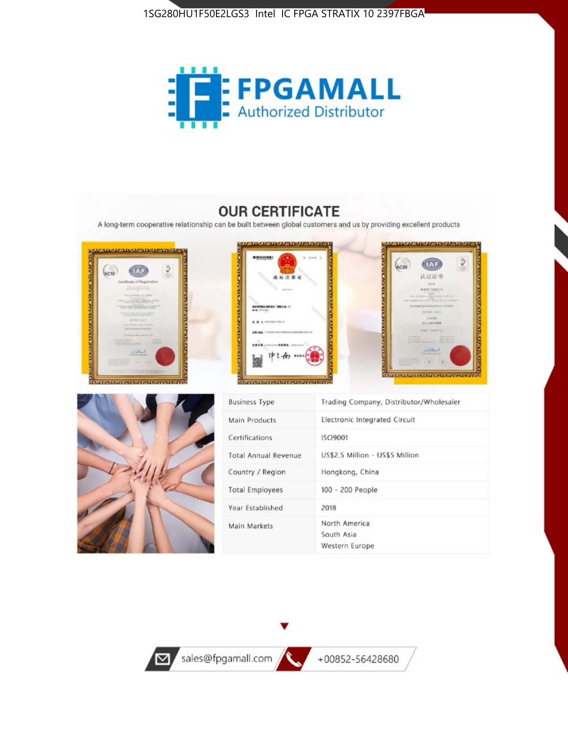FPGAMALL
Authorized Distributor

## OUR CERTIFICATE

A long-term cooperative relationship can be built between global customers and us by providing excellent products

| | |
|---|---|
| Business Type | Trading Company, Distributor/Wholesaler |
| Main Products | Electronic Integrated Circuit |
| Certifications | ISO9001 |
| Total Annual Revenue | US$2.5 Million - US$5 Million |
| Country / Region | Hongkong, China |
| Total Employees | 100 - 200 People |
| Year Established | 2018 |
| Main Markets | North America<br>South Asia<br>Western Europe |

sales@fpgamall.com

+00852-56428680